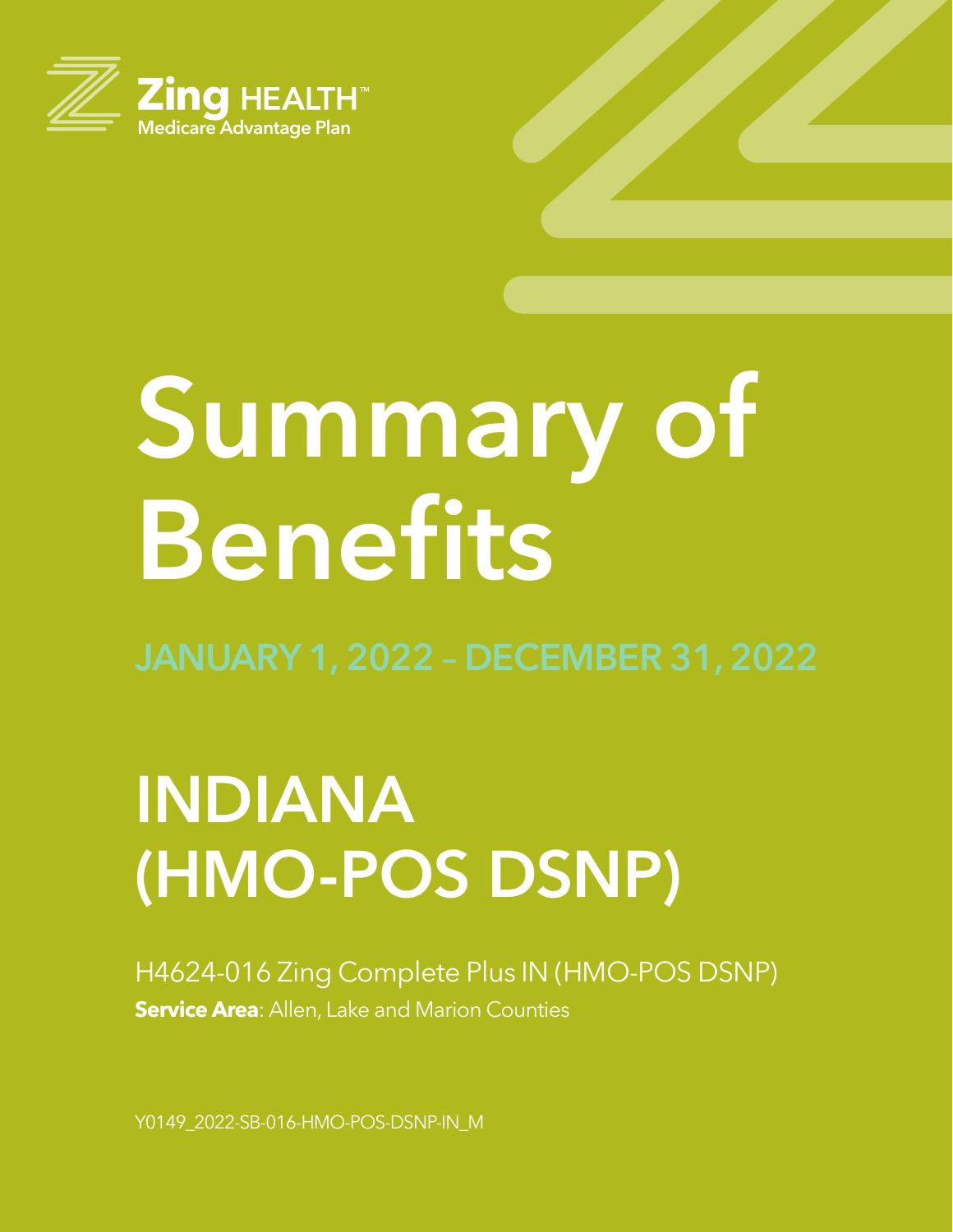Zing HEALTH™
Medicare Advantage Plan

# Summary of Benefits

## JANUARY 1, 2022 – DECEMBER 31, 2022

# INDIANA (HMO-POS DSNP)

H4624-016 Zing Complete Plus IN (HMO-POS DSNP)

**Service Area**: Allen, Lake and Marion Counties

Y0149_2022-SB-016-HMO-POS-DSNP-IN_M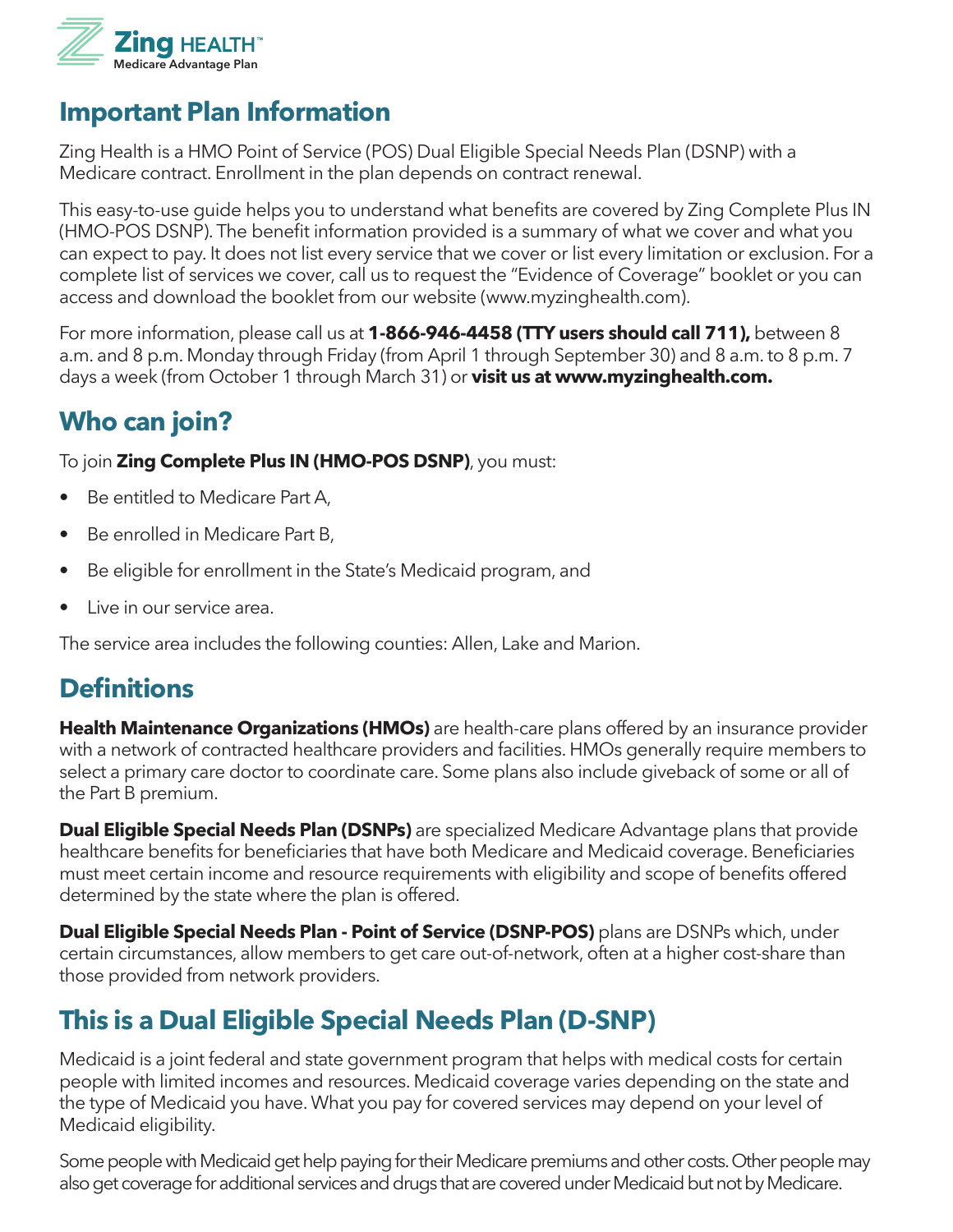## Important Plan Information

Zing Health is a HMO Point of Service (POS) Dual Eligible Special Needs Plan (DSNP) with a Medicare contract. Enrollment in the plan depends on contract renewal.

This easy-to-use guide helps you to understand what benefits are covered by Zing Complete Plus IN (HMO-POS DSNP). The benefit information provided is a summary of what we cover and what you can expect to pay. It does not list every service that we cover or list every limitation or exclusion. For a complete list of services we cover, call us to request the "Evidence of Coverage" booklet or you can access and download the booklet from our website (www.myzinghealth.com).

For more information, please call us at **1-866-946-4458 (TTY users should call 711),** between 8 a.m. and 8 p.m. Monday through Friday (from April 1 through September 30) and 8 a.m. to 8 p.m. 7 days a week (from October 1 through March 31) or **visit us at www.myzinghealth.com.**

## Who can join?

To join **Zing Complete Plus IN (HMO-POS DSNP)**, you must:

- Be entitled to Medicare Part A,
- Be enrolled in Medicare Part B,
- Be eligible for enrollment in the State's Medicaid program, and
- Live in our service area.

The service area includes the following counties: Allen, Lake and Marion.

## Definitions

**Health Maintenance Organizations (HMOs)** are health-care plans offered by an insurance provider with a network of contracted healthcare providers and facilities. HMOs generally require members to select a primary care doctor to coordinate care. Some plans also include giveback of some or all of the Part B premium.

**Dual Eligible Special Needs Plan (DSNPs)** are specialized Medicare Advantage plans that provide healthcare benefits for beneficiaries that have both Medicare and Medicaid coverage. Beneficiaries must meet certain income and resource requirements with eligibility and scope of benefits offered determined by the state where the plan is offered.

**Dual Eligible Special Needs Plan - Point of Service (DSNP-POS)** plans are DSNPs which, under certain circumstances, allow members to get care out-of-network, often at a higher cost-share than those provided from network providers.

## This is a Dual Eligible Special Needs Plan (D-SNP)

Medicaid is a joint federal and state government program that helps with medical costs for certain people with limited incomes and resources. Medicaid coverage varies depending on the state and the type of Medicaid you have. What you pay for covered services may depend on your level of Medicaid eligibility.

Some people with Medicaid get help paying for their Medicare premiums and other costs. Other people may also get coverage for additional services and drugs that are covered under Medicaid but not by Medicare.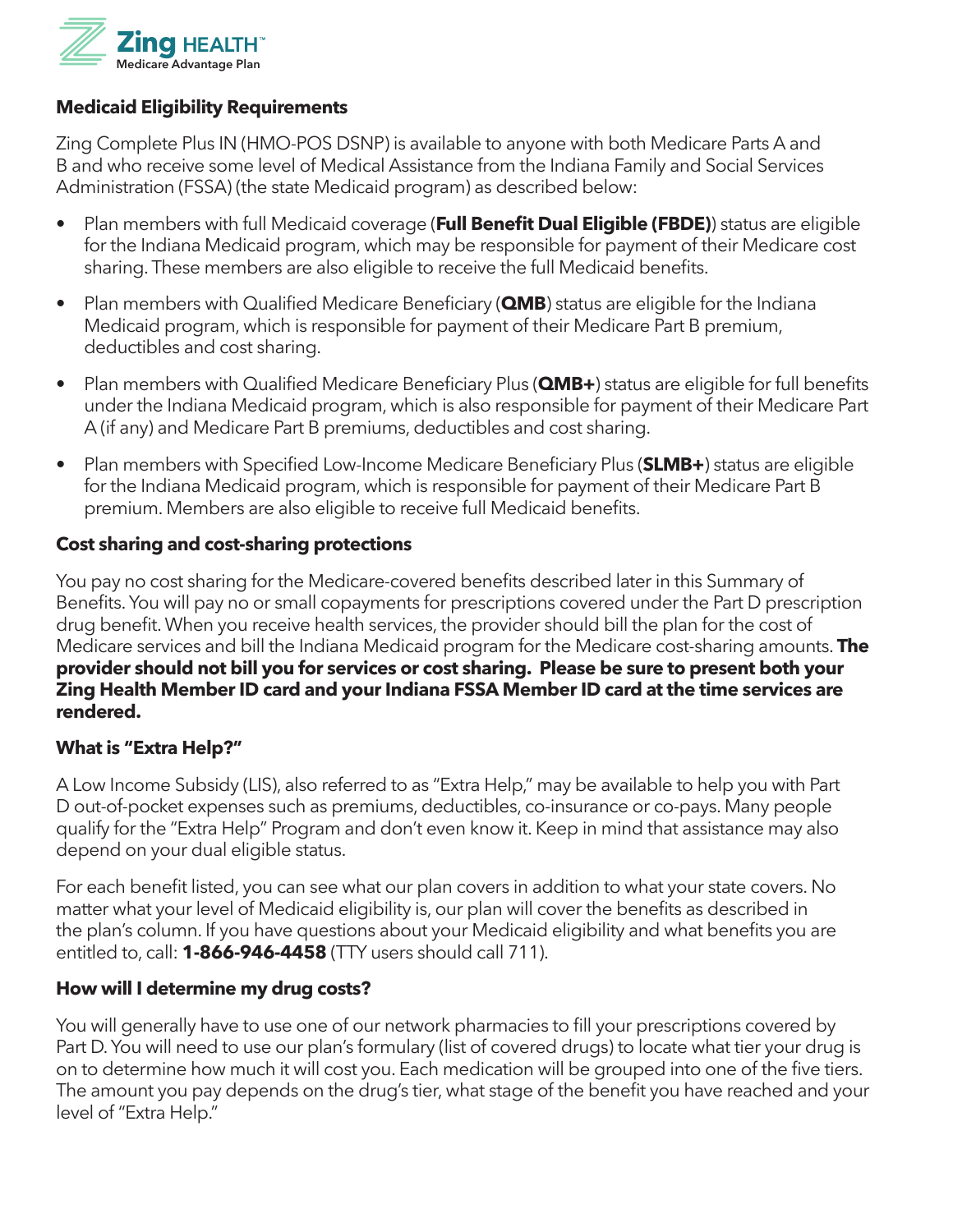### Medicaid Eligibility Requirements

Zing Complete Plus IN (HMO-POS DSNP) is available to anyone with both Medicare Parts A and B and who receive some level of Medical Assistance from the Indiana Family and Social Services Administration (FSSA) (the state Medicaid program) as described below:

- Plan members with full Medicaid coverage (**Full Benefit Dual Eligible (FBDE)**) status are eligible for the Indiana Medicaid program, which may be responsible for payment of their Medicare cost sharing. These members are also eligible to receive the full Medicaid benefits.
- Plan members with Qualified Medicare Beneficiary (**QMB**) status are eligible for the Indiana Medicaid program, which is responsible for payment of their Medicare Part B premium, deductibles and cost sharing.
- Plan members with Qualified Medicare Beneficiary Plus (**QMB+**) status are eligible for full benefits under the Indiana Medicaid program, which is also responsible for payment of their Medicare Part A (if any) and Medicare Part B premiums, deductibles and cost sharing.
- Plan members with Specified Low-Income Medicare Beneficiary Plus (**SLMB+**) status are eligible for the Indiana Medicaid program, which is responsible for payment of their Medicare Part B premium. Members are also eligible to receive full Medicaid benefits.

### Cost sharing and cost-sharing protections

You pay no cost sharing for the Medicare-covered benefits described later in this Summary of Benefits. You will pay no or small copayments for prescriptions covered under the Part D prescription drug benefit. When you receive health services, the provider should bill the plan for the cost of Medicare services and bill the Indiana Medicaid program for the Medicare cost-sharing amounts. **The provider should not bill you for services or cost sharing. Please be sure to present both your Zing Health Member ID card and your Indiana FSSA Member ID card at the time services are rendered.**

### What is "Extra Help?"

A Low Income Subsidy (LIS), also referred to as "Extra Help," may be available to help you with Part D out-of-pocket expenses such as premiums, deductibles, co-insurance or co-pays. Many people qualify for the "Extra Help" Program and don't even know it. Keep in mind that assistance may also depend on your dual eligible status.

For each benefit listed, you can see what our plan covers in addition to what your state covers. No matter what your level of Medicaid eligibility is, our plan will cover the benefits as described in the plan's column. If you have questions about your Medicaid eligibility and what benefits you are entitled to, call: **1-866-946-4458** (TTY users should call 711).

### How will I determine my drug costs?

You will generally have to use one of our network pharmacies to fill your prescriptions covered by Part D. You will need to use our plan's formulary (list of covered drugs) to locate what tier your drug is on to determine how much it will cost you. Each medication will be grouped into one of the five tiers. The amount you pay depends on the drug's tier, what stage of the benefit you have reached and your level of "Extra Help."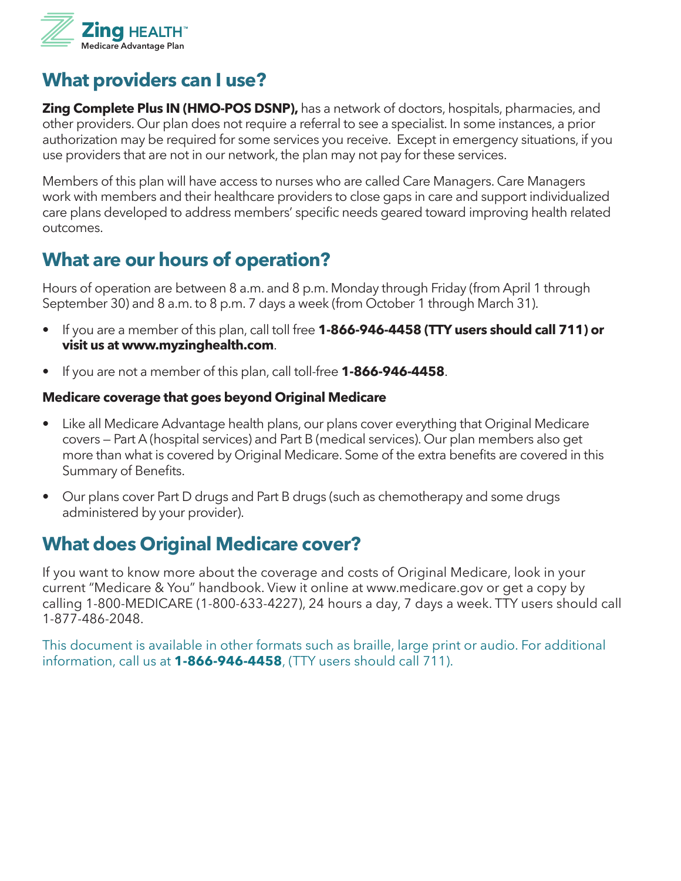## What providers can I use?

**Zing Complete Plus IN (HMO-POS DSNP),** has a network of doctors, hospitals, pharmacies, and other providers. Our plan does not require a referral to see a specialist. In some instances, a prior authorization may be required for some services you receive. Except in emergency situations, if you use providers that are not in our network, the plan may not pay for these services.

Members of this plan will have access to nurses who are called Care Managers. Care Managers work with members and their healthcare providers to close gaps in care and support individualized care plans developed to address members' specific needs geared toward improving health related outcomes.

## What are our hours of operation?

Hours of operation are between 8 a.m. and 8 p.m. Monday through Friday (from April 1 through September 30) and 8 a.m. to 8 p.m. 7 days a week (from October 1 through March 31).

- If you are a member of this plan, call toll free **1-866-946-4458 (TTY users should call 711) or visit us at www.myzinghealth.com**.
- If you are not a member of this plan, call toll-free **1-866-946-4458**.

**Medicare coverage that goes beyond Original Medicare**

- Like all Medicare Advantage health plans, our plans cover everything that Original Medicare covers — Part A (hospital services) and Part B (medical services). Our plan members also get more than what is covered by Original Medicare. Some of the extra benefits are covered in this Summary of Benefits.
- Our plans cover Part D drugs and Part B drugs (such as chemotherapy and some drugs administered by your provider).

## What does Original Medicare cover?

If you want to know more about the coverage and costs of Original Medicare, look in your current "Medicare & You" handbook. View it online at www.medicare.gov or get a copy by calling 1-800-MEDICARE (1-800-633-4227), 24 hours a day, 7 days a week. TTY users should call 1-877-486-2048.

This document is available in other formats such as braille, large print or audio. For additional information, call us at **1-866-946-4458**, (TTY users should call 711).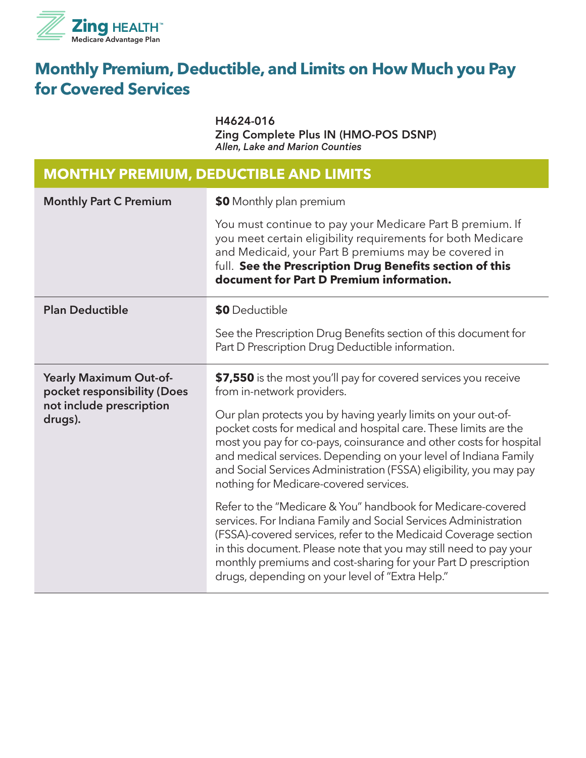# Monthly Premium, Deductible, and Limits on How Much you Pay for Covered Services

**H4624-016**
**Zing Complete Plus IN (HMO-POS DSNP)**
*Allen, Lake and Marion Counties*

| MONTHLY PREMIUM, DEDUCTIBLE AND LIMITS | |
|---|---|
| **Monthly Part C Premium** | **$0** Monthly plan premium<br><br>You must continue to pay your Medicare Part B premium. If you meet certain eligibility requirements for both Medicare and Medicaid, your Part B premiums may be covered in full. **See the Prescription Drug Benefits section of this document for Part D Premium information.** |
| **Plan Deductible** | **$0** Deductible<br><br>See the Prescription Drug Benefits section of this document for Part D Prescription Drug Deductible information. |
| **Yearly Maximum Out-of-pocket responsibility (Does not include prescription drugs).** | **$7,550** is the most you'll pay for covered services you receive from in-network providers.<br><br>Our plan protects you by having yearly limits on your out-of-pocket costs for medical and hospital care. These limits are the most you pay for co-pays, coinsurance and other costs for hospital and medical services. Depending on your level of Indiana Family and Social Services Administration (FSSA) eligibility, you may pay nothing for Medicare-covered services.<br><br>Refer to the "Medicare & You" handbook for Medicare-covered services. For Indiana Family and Social Services Administration (FSSA)-covered services, refer to the Medicaid Coverage section in this document. Please note that you may still need to pay your monthly premiums and cost-sharing for your Part D prescription drugs, depending on your level of "Extra Help." |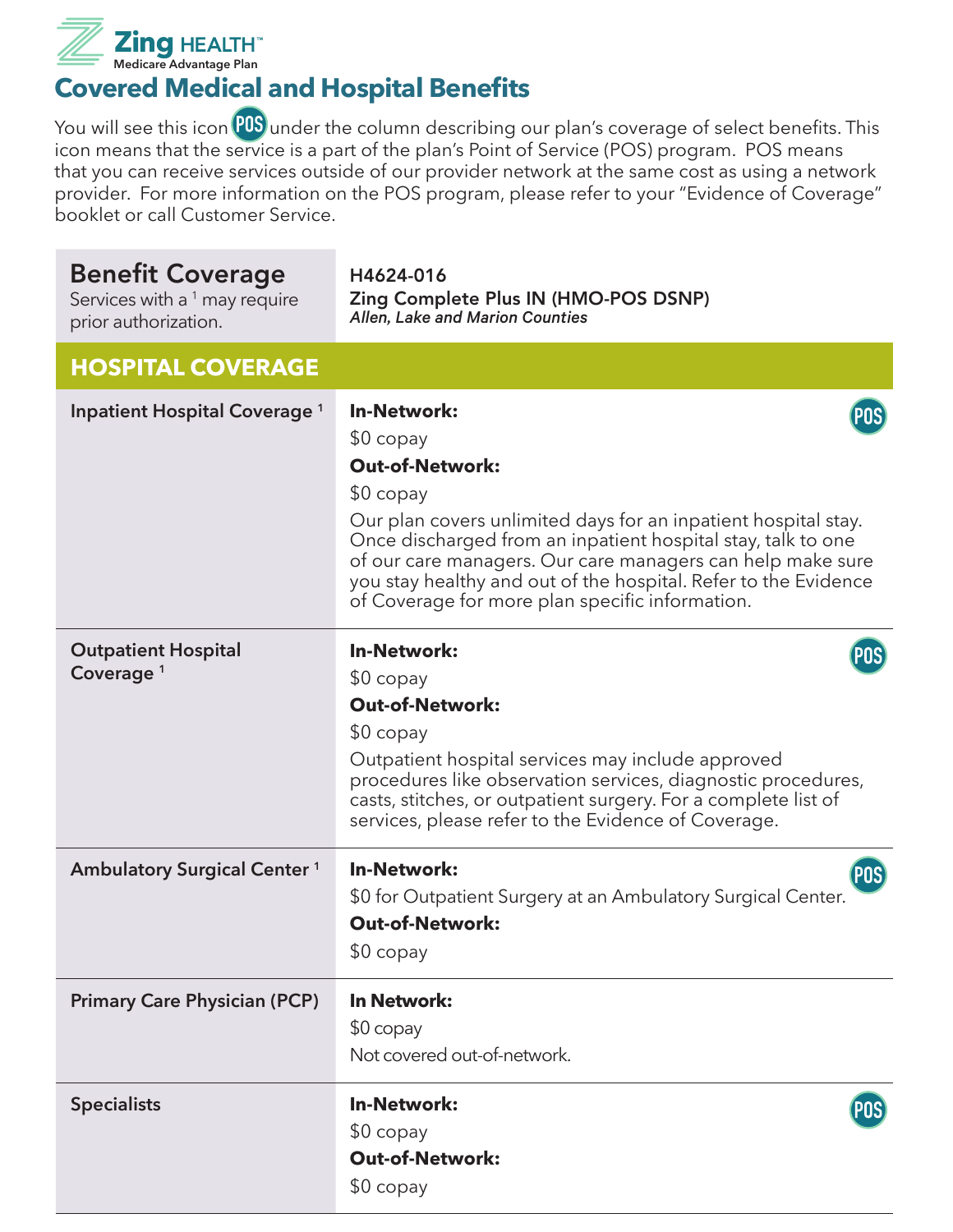Zing HEALTH™
Medicare Advantage Plan

# Covered Medical and Hospital Benefits

You will see this icon POS under the column describing our plan's coverage of select benefits. This icon means that the service is a part of the plan's Point of Service (POS) program. POS means that you can receive services outside of our provider network at the same cost as using a network provider. For more information on the POS program, please refer to your "Evidence of Coverage" booklet or call Customer Service.

| **Benefit Coverage** Services with a [1] may require prior authorization. | **H4624-016 Zing Complete Plus IN (HMO-POS DSNP)** *Allen, Lake and Marion Counties* |
|---|---|
| **HOSPITAL COVERAGE** | |
| **Inpatient Hospital Coverage [1]** | POS **In-Network:** $0 copay **Out-of-Network:** $0 copay Our plan covers unlimited days for an inpatient hospital stay. Once discharged from an inpatient hospital stay, talk to one of our care managers. Our care managers can help make sure you stay healthy and out of the hospital. Refer to the Evidence of Coverage for more plan specific information. |
| **Outpatient Hospital Coverage [1]** | POS **In-Network:** $0 copay **Out-of-Network:** $0 copay Outpatient hospital services may include approved procedures like observation services, diagnostic procedures, casts, stitches, or outpatient surgery. For a complete list of services, please refer to the Evidence of Coverage. |
| **Ambulatory Surgical Center [1]** | POS **In-Network:** $0 for Outpatient Surgery at an Ambulatory Surgical Center. **Out-of-Network:** $0 copay |
| **Primary Care Physician (PCP)** | **In Network:** $0 copay Not covered out-of-network. |
| **Specialists** | POS **In-Network:** $0 copay **Out-of-Network:** $0 copay |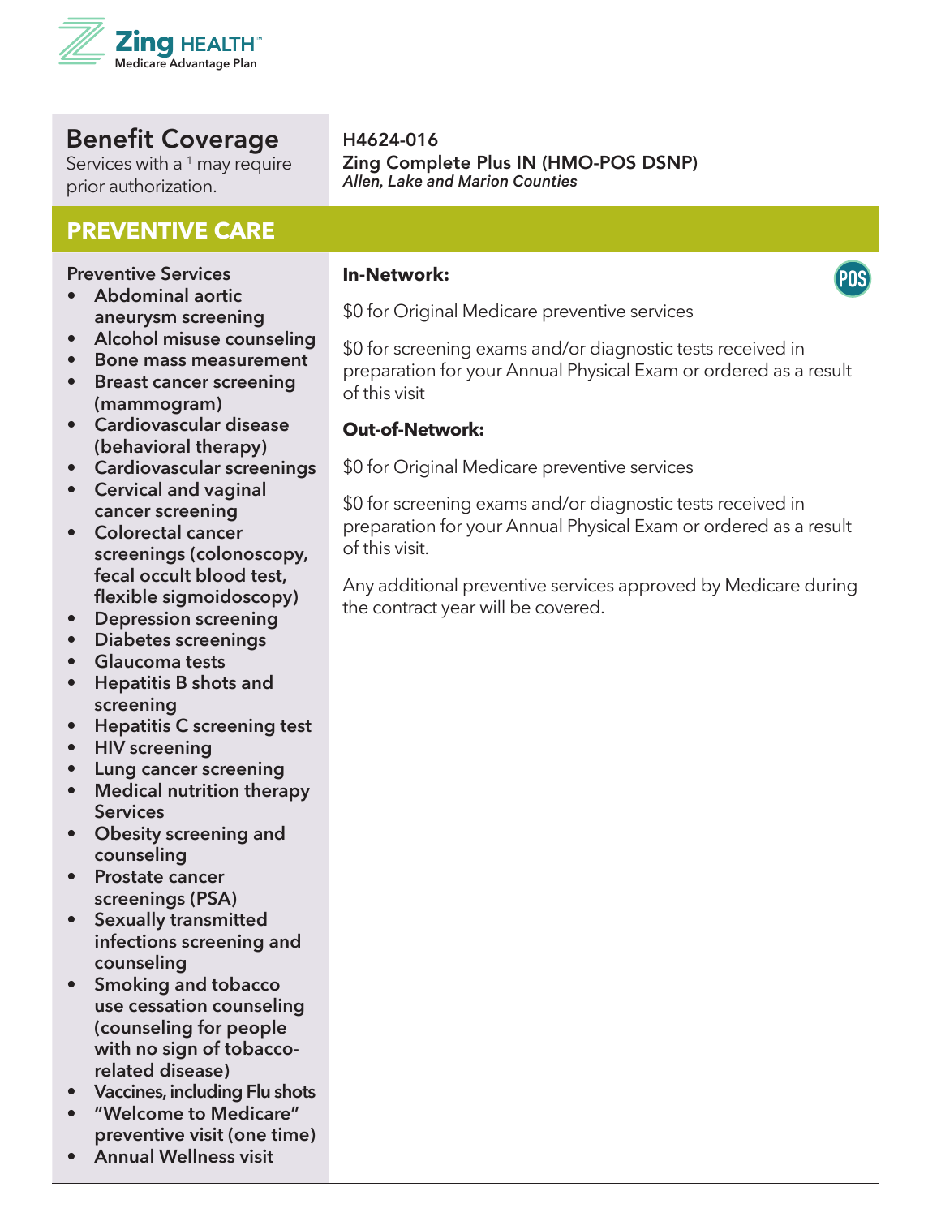Zing HEALTH™
Medicare Advantage Plan

## Benefit Coverage

Services with a [1] may require prior authorization.

**H4624-016**
**Zing Complete Plus IN (HMO-POS DSNP)**
*Allen, Lake and Marion Counties*

## PREVENTIVE CARE

| Preventive Services | |
|---|---|
| **Preventive Services**<br>• Abdominal aortic aneurysm screening<br>• Alcohol misuse counseling<br>• Bone mass measurement<br>• Breast cancer screening (mammogram)<br>• Cardiovascular disease (behavioral therapy)<br>• Cardiovascular screenings<br>• Cervical and vaginal cancer screening<br>• Colorectal cancer screenings (colonoscopy, fecal occult blood test, flexible sigmoidoscopy)<br>• Depression screening<br>• Diabetes screenings<br>• Glaucoma tests<br>• Hepatitis B shots and screening<br>• Hepatitis C screening test<br>• HIV screening<br>• Lung cancer screening<br>• Medical nutrition therapy Services<br>• Obesity screening and counseling<br>• Prostate cancer screenings (PSA)<br>• Sexually transmitted infections screening and counseling<br>• Smoking and tobacco use cessation counseling (counseling for people with no sign of tobacco-related disease)<br>• Vaccines, including Flu shots<br>• "Welcome to Medicare" preventive visit (one time)<br>• Annual Wellness visit | **In-Network:** POS<br><br>$0 for Original Medicare preventive services<br><br>$0 for screening exams and/or diagnostic tests received in preparation for your Annual Physical Exam or ordered as a result of this visit<br><br>**Out-of-Network:**<br><br>$0 for Original Medicare preventive services<br><br>$0 for screening exams and/or diagnostic tests received in preparation for your Annual Physical Exam or ordered as a result of this visit.<br><br>Any additional preventive services approved by Medicare during the contract year will be covered. |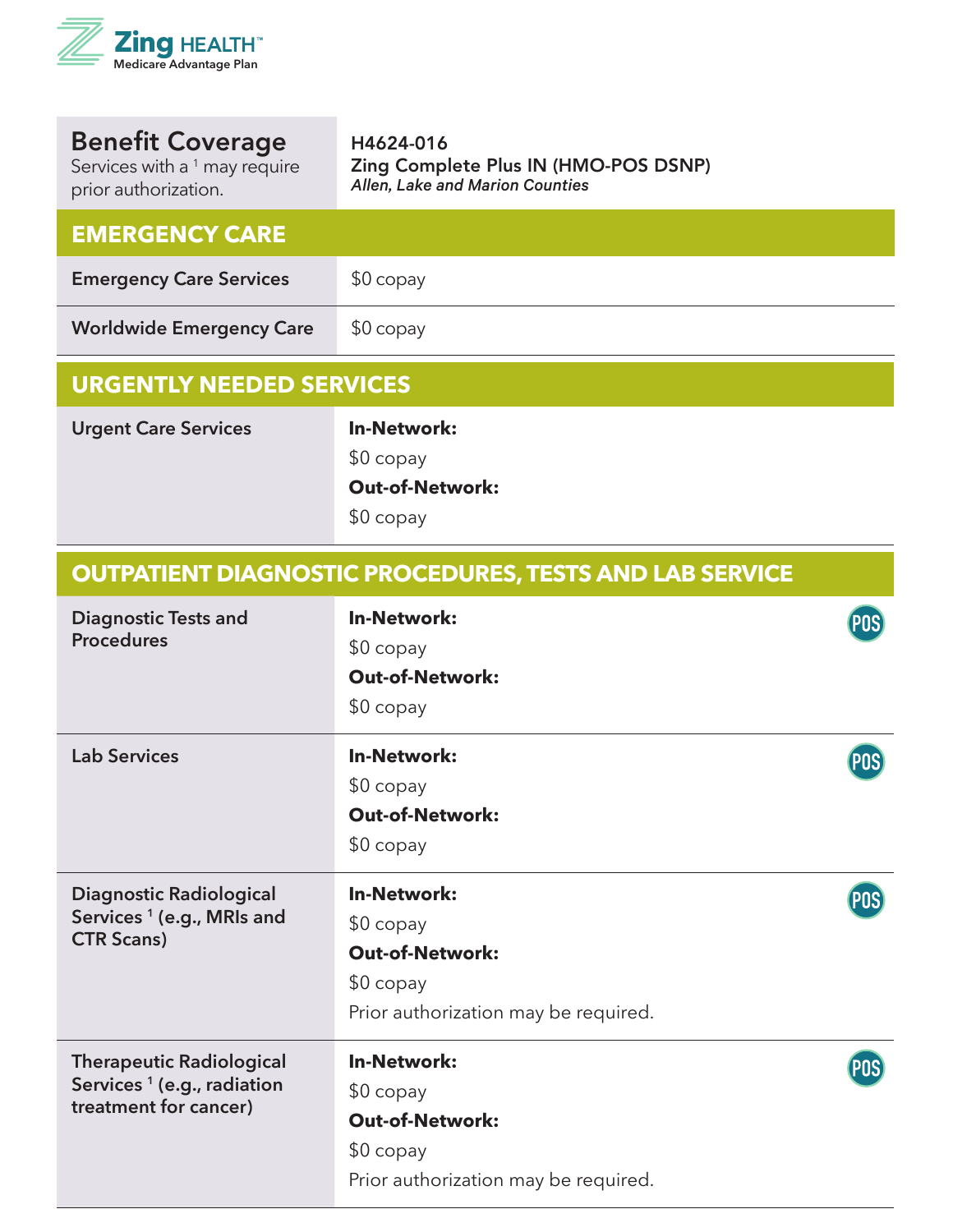| **Benefit Coverage**<br>Services with a [1] may require prior authorization. | **H4624-016**<br>**Zing Complete Plus IN (HMO-POS DSNP)**<br>***Allen, Lake and Marion Counties*** |
| --- | --- |
| **EMERGENCY CARE** | |
| **Emergency Care Services** | $0 copay |
| **Worldwide Emergency Care** | $0 copay |
| **URGENTLY NEEDED SERVICES** | |
| **Urgent Care Services** | **In-Network:**<br>$0 copay<br>**Out-of-Network:**<br>$0 copay |
| **OUTPATIENT DIAGNOSTIC PROCEDURES, TESTS AND LAB SERVICE** | |
| **Diagnostic Tests and Procedures** | POS<br>**In-Network:**<br>$0 copay<br>**Out-of-Network:**<br>$0 copay |
| **Lab Services** | POS<br>**In-Network:**<br>$0 copay<br>**Out-of-Network:**<br>$0 copay |
| **Diagnostic Radiological Services** [1] **(e.g., MRIs and CTR Scans)** | POS<br>**In-Network:**<br>$0 copay<br>**Out-of-Network:**<br>$0 copay<br>Prior authorization may be required. |
| **Therapeutic Radiological Services** [1] **(e.g., radiation treatment for cancer)** | POS<br>**In-Network:**<br>$0 copay<br>**Out-of-Network:**<br>$0 copay<br>Prior authorization may be required. |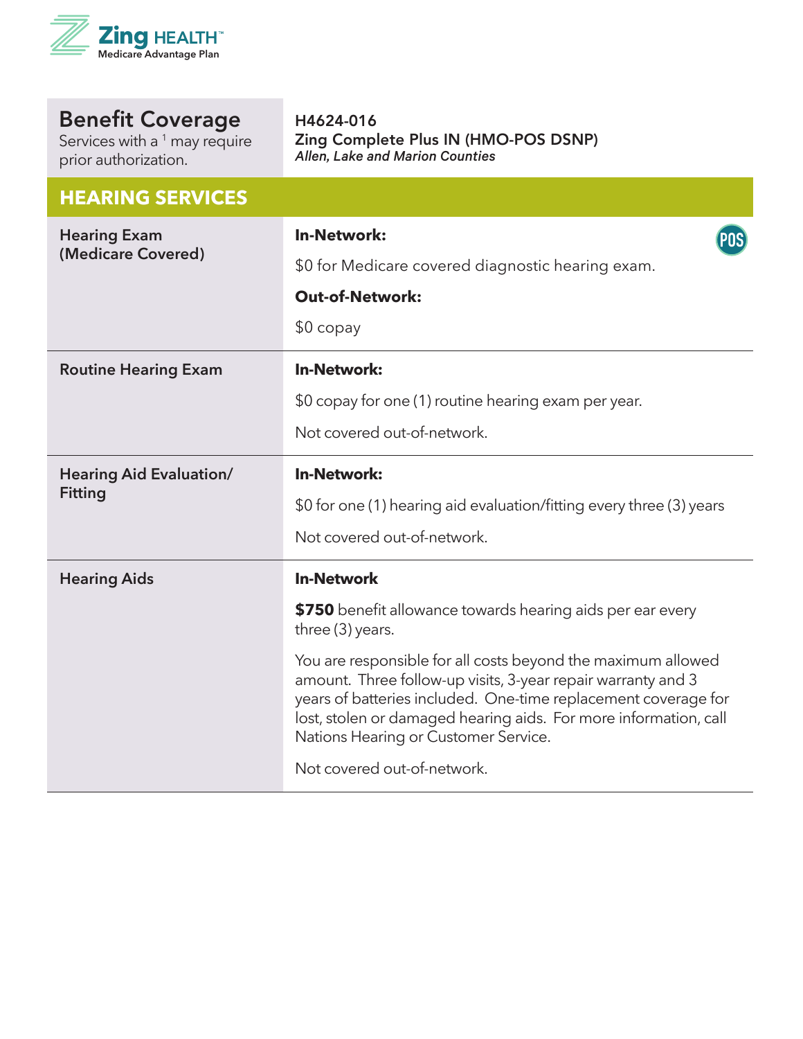| Benefit Coverage<br>Services with a [1] may require prior authorization. | H4624-016<br>Zing Complete Plus IN (HMO-POS DSNP)<br>*Allen, Lake and Marion Counties* |
|---|---|
| **HEARING SERVICES** | |
| **Hearing Exam (Medicare Covered)** | **In-Network:**<br>$0 for Medicare covered diagnostic hearing exam.<br>**Out-of-Network:**<br>$0 copay<br>POS |
| **Routine Hearing Exam** | **In-Network:**<br>$0 copay for one (1) routine hearing exam per year.<br>Not covered out-of-network. |
| **Hearing Aid Evaluation/ Fitting** | **In-Network:**<br>$0 for one (1) hearing aid evaluation/fitting every three (3) years<br>Not covered out-of-network. |
| **Hearing Aids** | **In-Network**<br>**$750** benefit allowance towards hearing aids per ear every three (3) years.<br>You are responsible for all costs beyond the maximum allowed amount. Three follow-up visits, 3-year repair warranty and 3 years of batteries included. One-time replacement coverage for lost, stolen or damaged hearing aids. For more information, call Nations Hearing or Customer Service.<br>Not covered out-of-network. |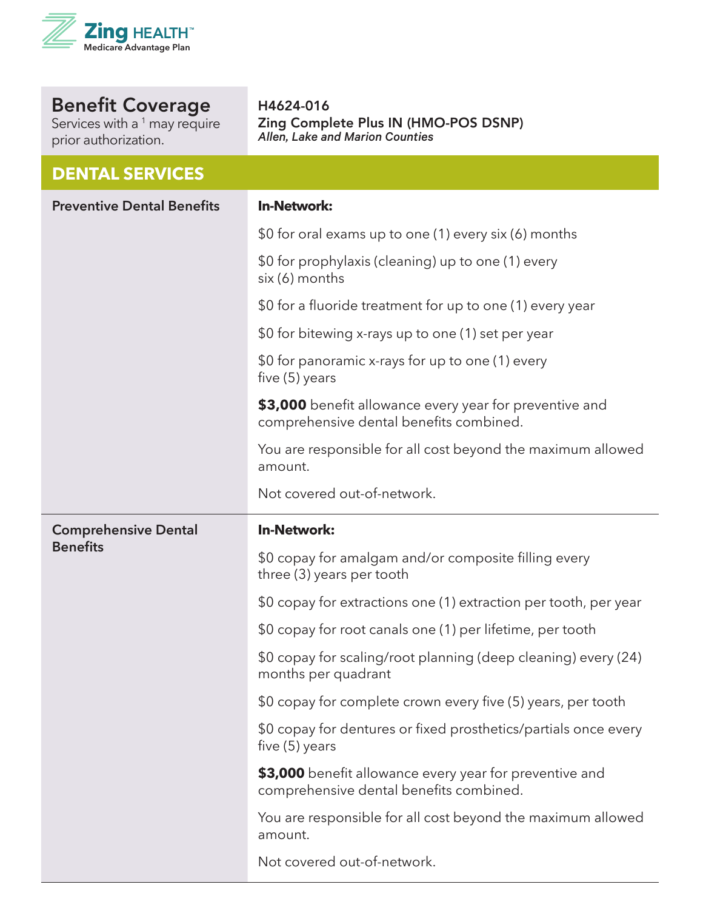Zing HEALTH™
Medicare Advantage Plan

| Benefit Coverage<br>Services with a [1] may require prior authorization. | H4624-016<br>**Zing Complete Plus IN (HMO-POS DSNP)**<br>*Allen, Lake and Marion Counties* |
|---|---|
| **DENTAL SERVICES** | |
| **Preventive Dental Benefits** | **In-Network:**<br><br>$0 for oral exams up to one (1) every six (6) months<br><br>$0 for prophylaxis (cleaning) up to one (1) every six (6) months<br><br>$0 for a fluoride treatment for up to one (1) every year<br><br>$0 for bitewing x-rays up to one (1) set per year<br><br>$0 for panoramic x-rays for up to one (1) every five (5) years<br><br>**$3,000** benefit allowance every year for preventive and comprehensive dental benefits combined.<br><br>You are responsible for all cost beyond the maximum allowed amount.<br><br>Not covered out-of-network. |
| **Comprehensive Dental Benefits** | **In-Network:**<br><br>$0 copay for amalgam and/or composite filling every three (3) years per tooth<br><br>$0 copay for extractions one (1) extraction per tooth, per year<br><br>$0 copay for root canals one (1) per lifetime, per tooth<br><br>$0 copay for scaling/root planning (deep cleaning) every (24) months per quadrant<br><br>$0 copay for complete crown every five (5) years, per tooth<br><br>$0 copay for dentures or fixed prosthetics/partials once every five (5) years<br><br>**$3,000** benefit allowance every year for preventive and comprehensive dental benefits combined.<br><br>You are responsible for all cost beyond the maximum allowed amount.<br><br>Not covered out-of-network. |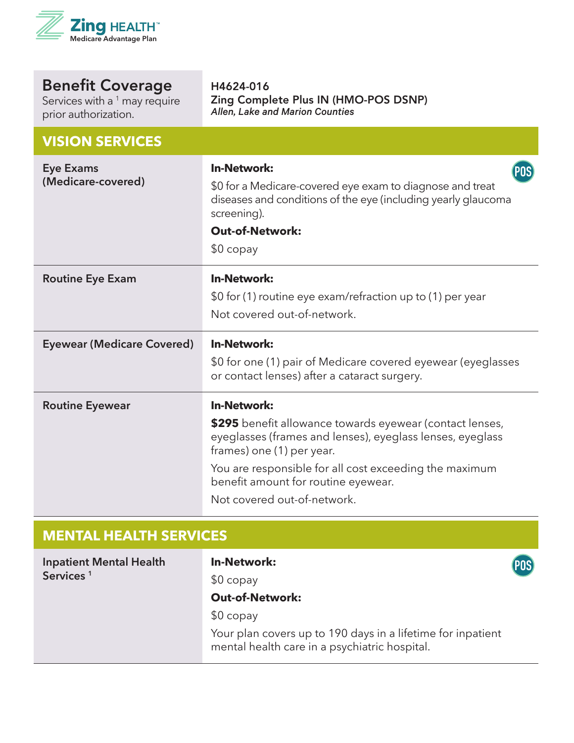| Benefit Coverage<br>Services with a [1] may require prior authorization. | **H4624-016**<br>**Zing Complete Plus IN (HMO-POS DSNP)**<br>***Allen, Lake and Marion Counties*** |
|---|---|
| **VISION SERVICES** | |
| **Eye Exams (Medicare-covered)** | **In-Network:**<br>$0 for a Medicare-covered eye exam to diagnose and treat diseases and conditions of the eye (including yearly glaucoma screening).<br>**Out-of-Network:**<br>$0 copay<br>POS |
| **Routine Eye Exam** | **In-Network:**<br>$0 for (1) routine eye exam/refraction up to (1) per year<br>Not covered out-of-network. |
| **Eyewear (Medicare Covered)** | **In-Network:**<br>$0 for one (1) pair of Medicare covered eyewear (eyeglasses or contact lenses) after a cataract surgery. |
| **Routine Eyewear** | **In-Network:**<br>**$295** benefit allowance towards eyewear (contact lenses, eyeglasses (frames and lenses), eyeglass lenses, eyeglass frames) one (1) per year.<br>You are responsible for all cost exceeding the maximum benefit amount for routine eyewear.<br>Not covered out-of-network. |
| **MENTAL HEALTH SERVICES** | |
| **Inpatient Mental Health Services** [1] | **In-Network:**<br>$0 copay<br>**Out-of-Network:**<br>$0 copay<br>Your plan covers up to 190 days in a lifetime for inpatient mental health care in a psychiatric hospital.<br>POS |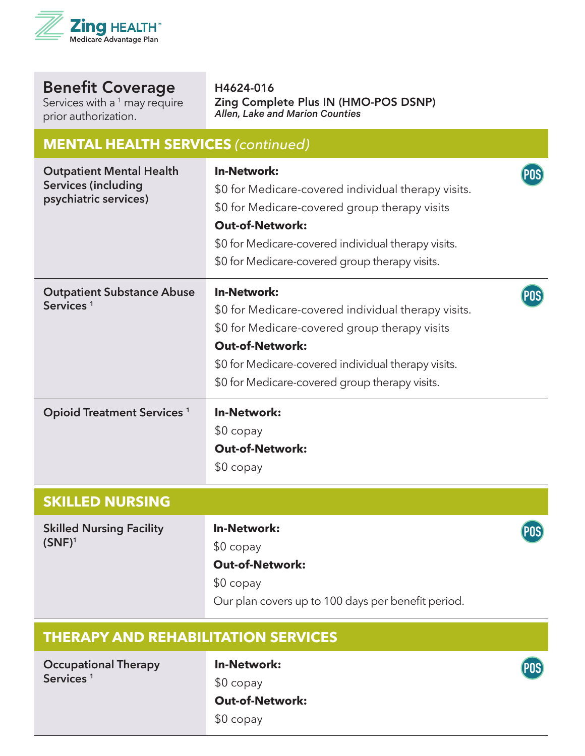**Zing HEALTH™**
Medicare Advantage Plan

| Benefit Coverage<br>Services with a [1] may require prior authorization. | H4624-016<br>Zing Complete Plus IN (HMO-POS DSNP)<br>*Allen, Lake and Marion Counties* |
|---|---|

## MENTAL HEALTH SERVICES *(continued)*

| | |
|---|---|
| **Outpatient Mental Health Services (including psychiatric services)** | **In-Network:**<br>$0 for Medicare-covered individual therapy visits.<br>$0 for Medicare-covered group therapy visits<br>**Out-of-Network:**<br>$0 for Medicare-covered individual therapy visits.<br>$0 for Medicare-covered group therapy visits.<br>POS |
| **Outpatient Substance Abuse Services** [1] | **In-Network:**<br>$0 for Medicare-covered individual therapy visits.<br>$0 for Medicare-covered group therapy visits<br>**Out-of-Network:**<br>$0 for Medicare-covered individual therapy visits.<br>$0 for Medicare-covered group therapy visits.<br>POS |
| **Opioid Treatment Services** [1] | **In-Network:**<br>$0 copay<br>**Out-of-Network:**<br>$0 copay |

## SKILLED NURSING

| | |
|---|---|
| **Skilled Nursing Facility (SNF)**[1] | **In-Network:**<br>$0 copay<br>**Out-of-Network:**<br>$0 copay<br>Our plan covers up to 100 days per benefit period.<br>POS |

## THERAPY AND REHABILITATION SERVICES

| | |
|---|---|
| **Occupational Therapy Services** [1] | **In-Network:**<br>$0 copay<br>**Out-of-Network:**<br>$0 copay<br>POS |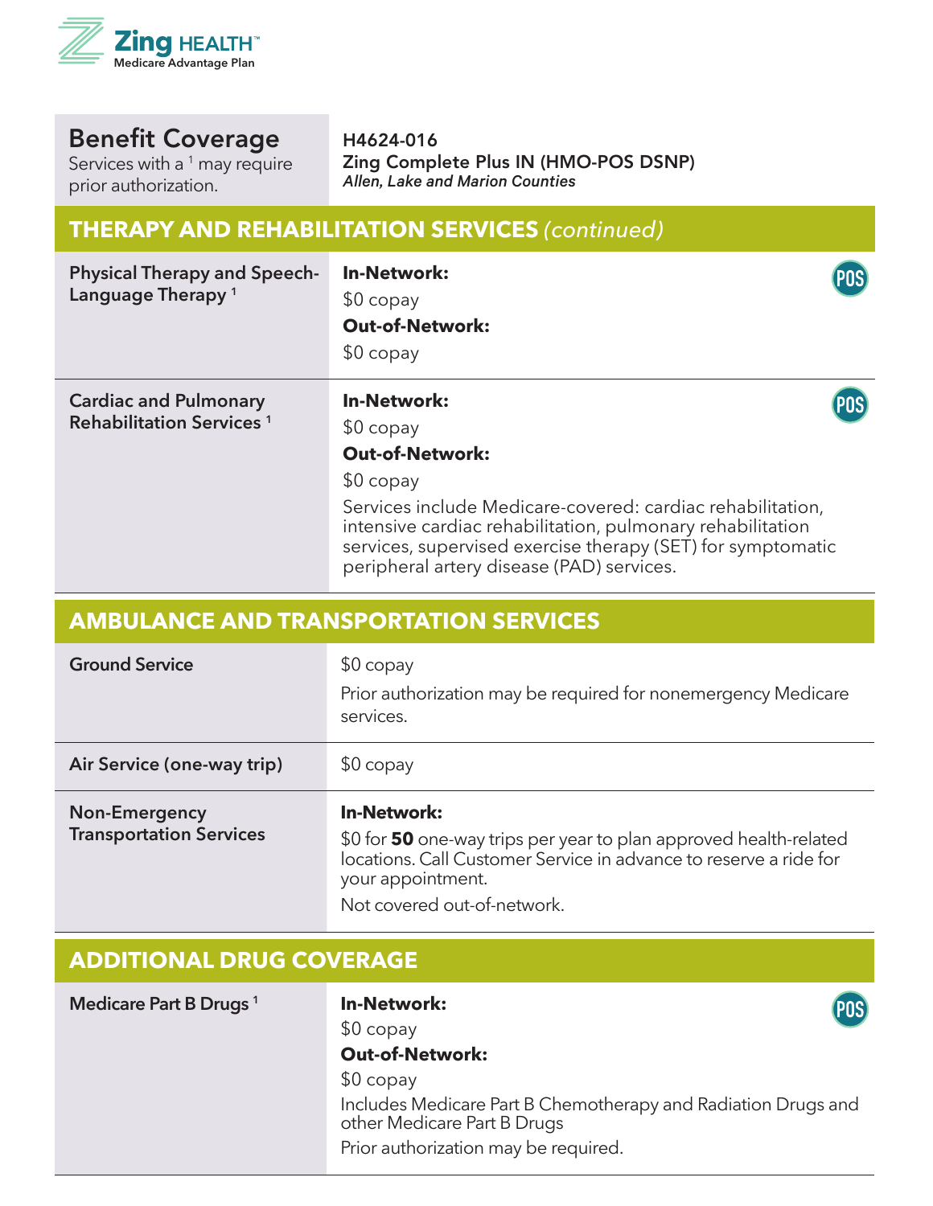| Benefit Coverage<br>Services with a [1] may require prior authorization. | H4624-016<br>**Zing Complete Plus IN (HMO-POS DSNP)**<br>*Allen, Lake and Marion Counties* |
|---|---|
| **THERAPY AND REHABILITATION SERVICES** *(continued)* | |
| **Physical Therapy and Speech-Language Therapy** [1] | POS<br>**In-Network:**<br>$0 copay<br>**Out-of-Network:**<br>$0 copay |
| **Cardiac and Pulmonary Rehabilitation Services** [1] | POS<br>**In-Network:**<br>$0 copay<br>**Out-of-Network:**<br>$0 copay<br>Services include Medicare-covered: cardiac rehabilitation, intensive cardiac rehabilitation, pulmonary rehabilitation services, supervised exercise therapy (SET) for symptomatic peripheral artery disease (PAD) services. |
| **AMBULANCE AND TRANSPORTATION SERVICES** | |
| **Ground Service** | $0 copay<br>Prior authorization may be required for nonemergency Medicare services. |
| **Air Service (one-way trip)** | $0 copay |
| **Non-Emergency Transportation Services** | **In-Network:**<br>$0 for **50** one-way trips per year to plan approved health-related locations. Call Customer Service in advance to reserve a ride for your appointment.<br>Not covered out-of-network. |
| **ADDITIONAL DRUG COVERAGE** | |
| **Medicare Part B Drugs** [1] | POS<br>**In-Network:**<br>$0 copay<br>**Out-of-Network:**<br>$0 copay<br>Includes Medicare Part B Chemotherapy and Radiation Drugs and other Medicare Part B Drugs<br>Prior authorization may be required. |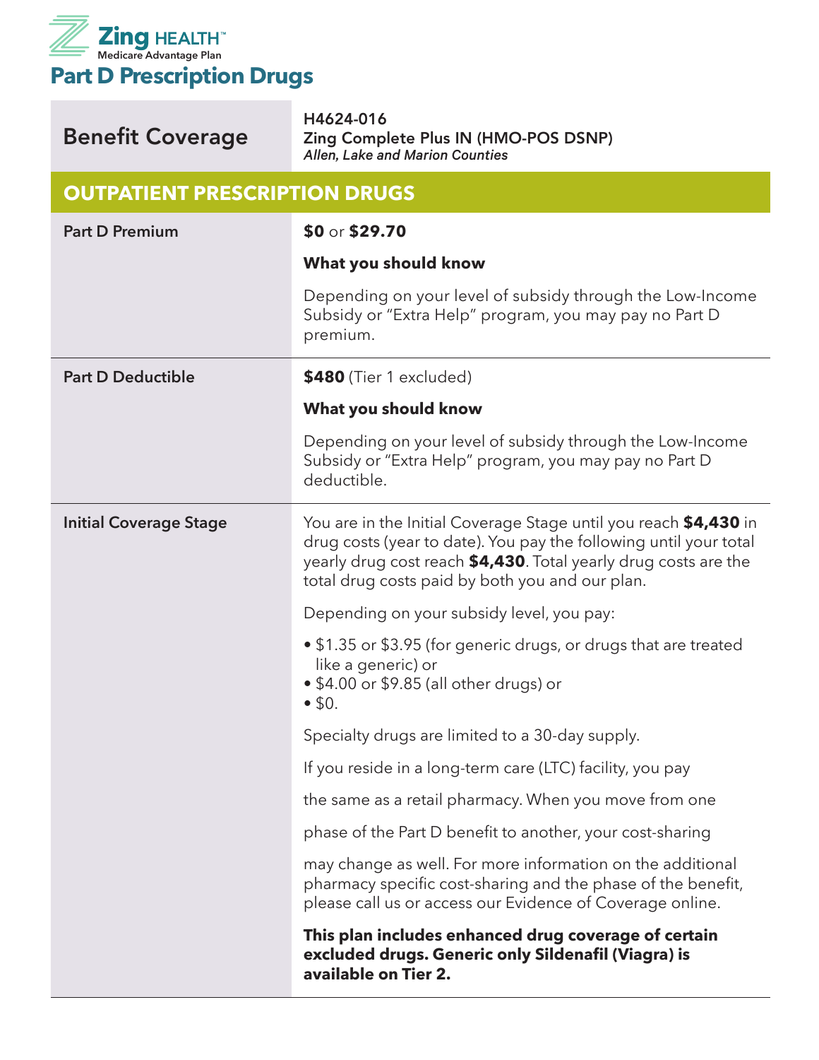Zing HEALTH™
Medicare Advantage Plan

# Part D Prescription Drugs

| Benefit Coverage | H4624-016<br>Zing Complete Plus IN (HMO-POS DSNP)<br>*Allen, Lake and Marion Counties* |
|---|---|
| **OUTPATIENT PRESCRIPTION DRUGS** | |
| Part D Premium | **$0** or **$29.70**<br><br>**What you should know**<br><br>Depending on your level of subsidy through the Low-Income Subsidy or "Extra Help" program, you may pay no Part D premium. |
| Part D Deductible | **$480** (Tier 1 excluded)<br><br>**What you should know**<br><br>Depending on your level of subsidy through the Low-Income Subsidy or "Extra Help" program, you may pay no Part D deductible. |
| Initial Coverage Stage | You are in the Initial Coverage Stage until you reach **$4,430** in drug costs (year to date). You pay the following until your total yearly drug cost reach **$4,430**. Total yearly drug costs are the total drug costs paid by both you and our plan.<br><br>Depending on your subsidy level, you pay:<br><br>• $1.35 or $3.95 (for generic drugs, or drugs that are treated like a generic) or<br>• $4.00 or $9.85 (all other drugs) or<br>• $0.<br><br>Specialty drugs are limited to a 30-day supply.<br><br>If you reside in a long-term care (LTC) facility, you pay the same as a retail pharmacy. When you move from one phase of the Part D benefit to another, your cost-sharing may change as well. For more information on the additional pharmacy specific cost-sharing and the phase of the benefit, please call us or access our Evidence of Coverage online.<br><br>**This plan includes enhanced drug coverage of certain excluded drugs. Generic only Sildenafil (Viagra) is available on Tier 2.** |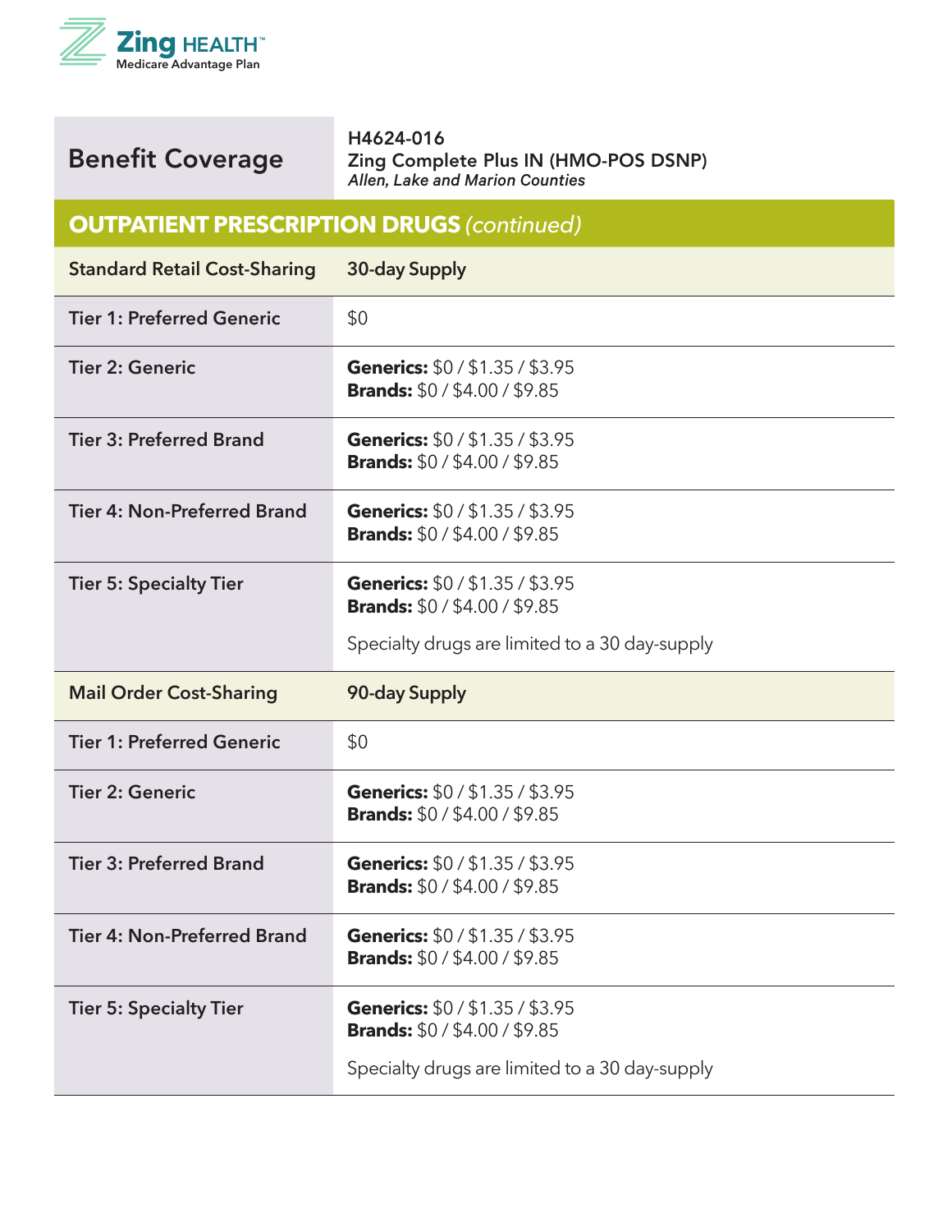Zing HEALTH™
Medicare Advantage Plan

| Benefit Coverage | H4624-016<br>**Zing Complete Plus IN (HMO-POS DSNP)**<br>*Allen, Lake and Marion Counties* |
|---|---|

## OUTPATIENT PRESCRIPTION DRUGS *(continued)*

| Standard Retail Cost-Sharing | 30-day Supply |
|---|---|
| Tier 1: Preferred Generic | $0 |
| Tier 2: Generic | **Generics:** $0 / $1.35 / $3.95<br>**Brands:** $0 / $4.00 / $9.85 |
| Tier 3: Preferred Brand | **Generics:** $0 / $1.35 / $3.95<br>**Brands:** $0 / $4.00 / $9.85 |
| Tier 4: Non-Preferred Brand | **Generics:** $0 / $1.35 / $3.95<br>**Brands:** $0 / $4.00 / $9.85 |
| Tier 5: Specialty Tier | **Generics:** $0 / $1.35 / $3.95<br>**Brands:** $0 / $4.00 / $9.85<br>Specialty drugs are limited to a 30 day-supply |
| **Mail Order Cost-Sharing** | **90-day Supply** |
| Tier 1: Preferred Generic | $0 |
| Tier 2: Generic | **Generics:** $0 / $1.35 / $3.95<br>**Brands:** $0 / $4.00 / $9.85 |
| Tier 3: Preferred Brand | **Generics:** $0 / $1.35 / $3.95<br>**Brands:** $0 / $4.00 / $9.85 |
| Tier 4: Non-Preferred Brand | **Generics:** $0 / $1.35 / $3.95<br>**Brands:** $0 / $4.00 / $9.85 |
| Tier 5: Specialty Tier | **Generics:** $0 / $1.35 / $3.95<br>**Brands:** $0 / $4.00 / $9.85<br>Specialty drugs are limited to a 30 day-supply |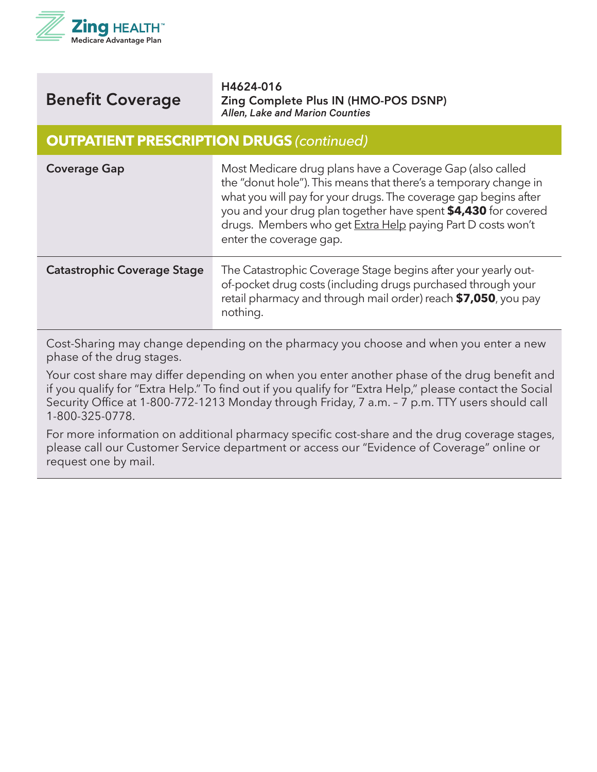| Benefit Coverage | H4624-016<br>**Zing Complete Plus IN (HMO-POS DSNP)**<br>*Allen, Lake and Marion Counties* |
|---|---|
| **OUTPATIENT PRESCRIPTION DRUGS** *(continued)* | |
| **Coverage Gap** | Most Medicare drug plans have a Coverage Gap (also called the "donut hole"). This means that there's a temporary change in what you will pay for your drugs. The coverage gap begins after you and your drug plan together have spent **$4,430** for covered drugs. Members who get Extra Help paying Part D costs won't enter the coverage gap. |
| **Catastrophic Coverage Stage** | The Catastrophic Coverage Stage begins after your yearly out-of-pocket drug costs (including drugs purchased through your retail pharmacy and through mail order) reach **$7,050**, you pay nothing. |

Cost-Sharing may change depending on the pharmacy you choose and when you enter a new phase of the drug stages.

Your cost share may differ depending on when you enter another phase of the drug benefit and if you qualify for "Extra Help." To find out if you qualify for "Extra Help," please contact the Social Security Office at 1-800-772-1213 Monday through Friday, 7 a.m. – 7 p.m. TTY users should call 1-800-325-0778.

For more information on additional pharmacy specific cost-share and the drug coverage stages, please call our Customer Service department or access our "Evidence of Coverage" online or request one by mail.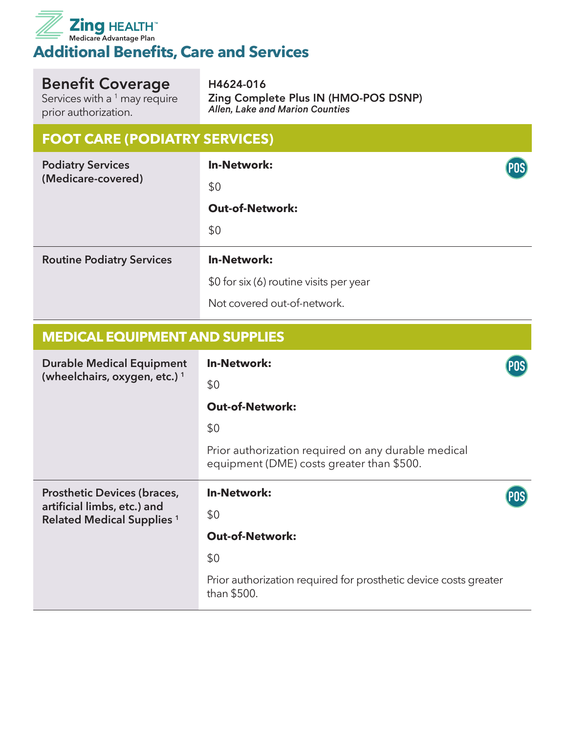# Additional Benefits, Care and Services

| Benefit Coverage<br>Services with a [1] may require prior authorization. | H4624-016<br>Zing Complete Plus IN (HMO-POS DSNP)<br>*Allen, Lake and Marion Counties* |
|---|---|
| **FOOT CARE (PODIATRY SERVICES)** | |
| **Podiatry Services (Medicare-covered)** | POS<br>**In-Network:**<br>$0<br>**Out-of-Network:**<br>$0 |
| **Routine Podiatry Services** | **In-Network:**<br>$0 for six (6) routine visits per year<br>Not covered out-of-network. |
| **MEDICAL EQUIPMENT AND SUPPLIES** | |
| **Durable Medical Equipment (wheelchairs, oxygen, etc.)** [1] | POS<br>**In-Network:**<br>$0<br>**Out-of-Network:**<br>$0<br>Prior authorization required on any durable medical equipment (DME) costs greater than $500. |
| **Prosthetic Devices (braces, artificial limbs, etc.) and Related Medical Supplies** [1] | POS<br>**In-Network:**<br>$0<br>**Out-of-Network:**<br>$0<br>Prior authorization required for prosthetic device costs greater than $500. |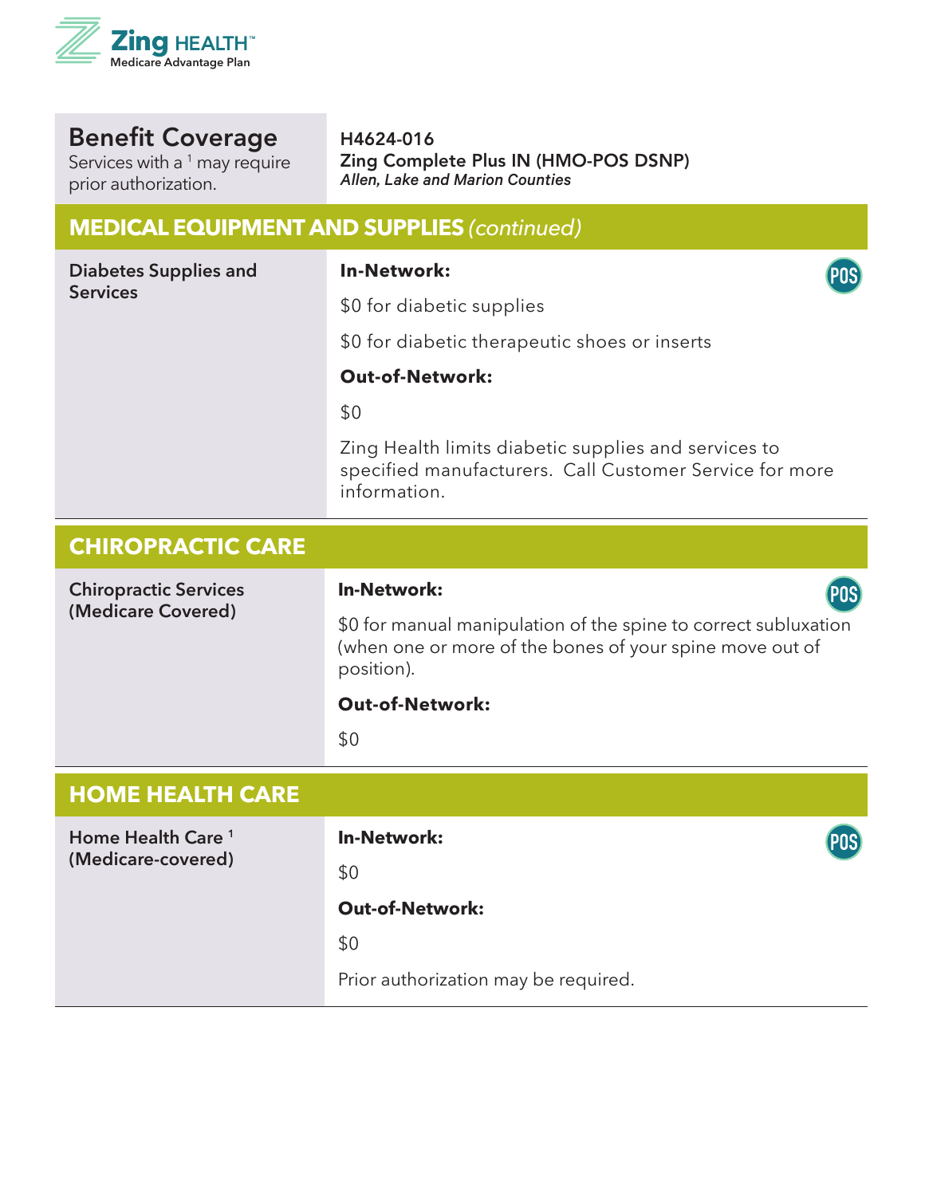| Benefit Coverage<br>Services with a [1] may require prior authorization. | H4624-016<br>**Zing Complete Plus IN (HMO-POS DSNP)**<br>*Allen, Lake and Marion Counties* |
|---|---|

## MEDICAL EQUIPMENT AND SUPPLIES *(continued)*

| | |
|---|---|
| **Diabetes Supplies and Services** | **In-Network:** POS<br>$0 for diabetic supplies<br>$0 for diabetic therapeutic shoes or inserts<br>**Out-of-Network:**<br>$0<br>Zing Health limits diabetic supplies and services to specified manufacturers. Call Customer Service for more information. |

## CHIROPRACTIC CARE

| | |
|---|---|
| **Chiropractic Services (Medicare Covered)** | **In-Network:** POS<br>$0 for manual manipulation of the spine to correct subluxation (when one or more of the bones of your spine move out of position).<br>**Out-of-Network:**<br>$0 |

## HOME HEALTH CARE

| | |
|---|---|
| **Home Health Care [1] (Medicare-covered)** | **In-Network:** POS<br>$0<br>**Out-of-Network:**<br>$0<br>Prior authorization may be required. |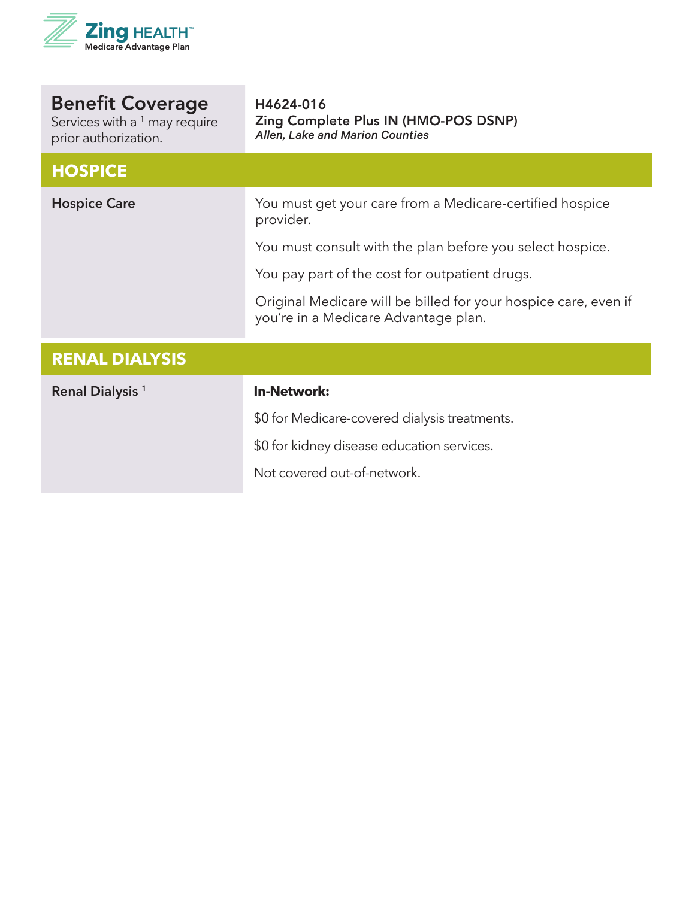| Benefit Coverage<br>Services with a [1] may require prior authorization. | H4624-016<br>Zing Complete Plus IN (HMO-POS DSNP)<br>*Allen, Lake and Marion Counties* |
| --- | --- |
| **HOSPICE** | |
| **Hospice Care** | You must get your care from a Medicare-certified hospice provider.<br><br>You must consult with the plan before you select hospice.<br><br>You pay part of the cost for outpatient drugs.<br><br>Original Medicare will be billed for your hospice care, even if you're in a Medicare Advantage plan. |
| **RENAL DIALYSIS** | |
| **Renal Dialysis [1]** | **In-Network:**<br><br>$0 for Medicare-covered dialysis treatments.<br><br>$0 for kidney disease education services.<br><br>Not covered out-of-network. |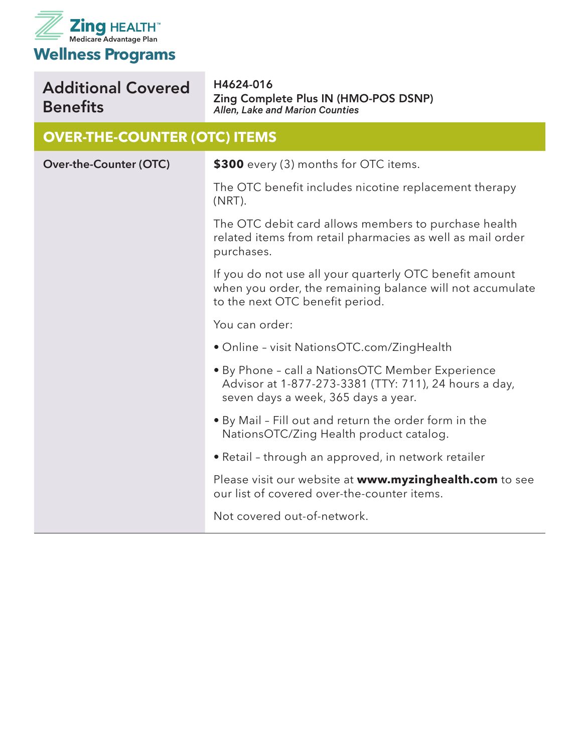**Zing HEALTH™**
Medicare Advantage Plan

# Wellness Programs

| Additional Covered Benefits | **H4624-016**<br>**Zing Complete Plus IN (HMO-POS DSNP)**<br>***Allen, Lake and Marion Counties*** |
|---|---|
| **OVER-THE-COUNTER (OTC) ITEMS** | |
| **Over-the-Counter (OTC)** | **$300** every (3) months for OTC items.<br><br>The OTC benefit includes nicotine replacement therapy (NRT).<br><br>The OTC debit card allows members to purchase health related items from retail pharmacies as well as mail order purchases.<br><br>If you do not use all your quarterly OTC benefit amount when you order, the remaining balance will not accumulate to the next OTC benefit period.<br><br>You can order:<br><br>• Online – visit NationsOTC.com/ZingHealth<br><br>• By Phone – call a NationsOTC Member Experience Advisor at 1-877-273-3381 (TTY: 711), 24 hours a day, seven days a week, 365 days a year.<br><br>• By Mail – Fill out and return the order form in the NationsOTC/Zing Health product catalog.<br><br>• Retail – through an approved, in network retailer<br><br>Please visit our website at **www.myzinghealth.com** to see our list of covered over-the-counter items.<br><br>Not covered out-of-network. |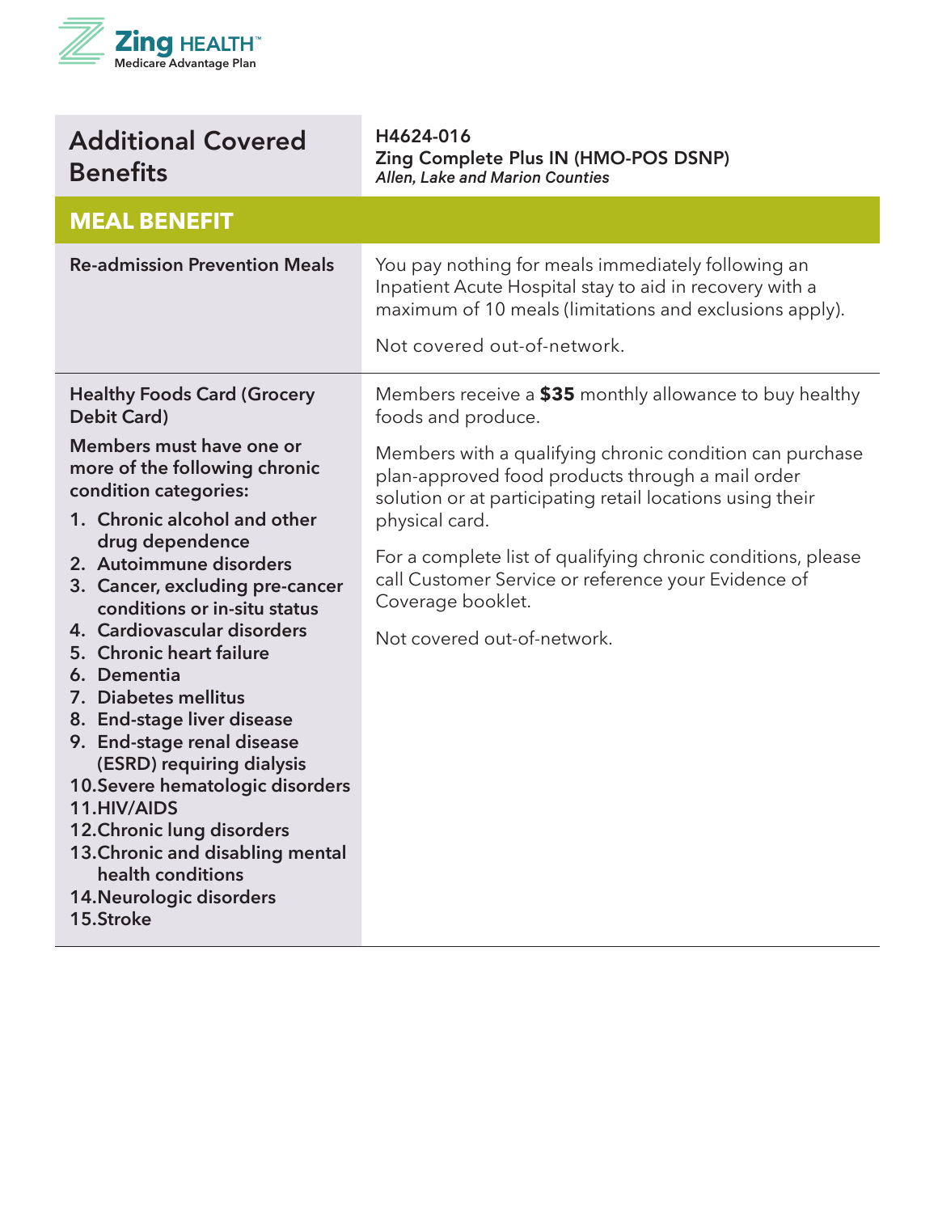| Additional Covered Benefits | H4624-016<br>Zing Complete Plus IN (HMO-POS DSNP)<br>*Allen, Lake and Marion Counties* |
|---|---|
| **MEAL BENEFIT** | |
| **Re-admission Prevention Meals** | You pay nothing for meals immediately following an Inpatient Acute Hospital stay to aid in recovery with a maximum of 10 meals (limitations and exclusions apply).<br><br>Not covered out-of-network. |
| **Healthy Foods Card (Grocery Debit Card)**<br><br>**Members must have one or more of the following chronic condition categories:**<br>**1. Chronic alcohol and other drug dependence**<br>**2. Autoimmune disorders**<br>**3. Cancer, excluding pre-cancer conditions or in-situ status**<br>**4. Cardiovascular disorders**<br>**5. Chronic heart failure**<br>**6. Dementia**<br>**7. Diabetes mellitus**<br>**8. End-stage liver disease**<br>**9. End-stage renal disease (ESRD) requiring dialysis**<br>**10. Severe hematologic disorders**<br>**11. HIV/AIDS**<br>**12. Chronic lung disorders**<br>**13. Chronic and disabling mental health conditions**<br>**14. Neurologic disorders**<br>**15. Stroke** | Members receive a **$35** monthly allowance to buy healthy foods and produce.<br><br>Members with a qualifying chronic condition can purchase plan-approved food products through a mail order solution or at participating retail locations using their physical card.<br><br>For a complete list of qualifying chronic conditions, please call Customer Service or reference your Evidence of Coverage booklet.<br><br>Not covered out-of-network. |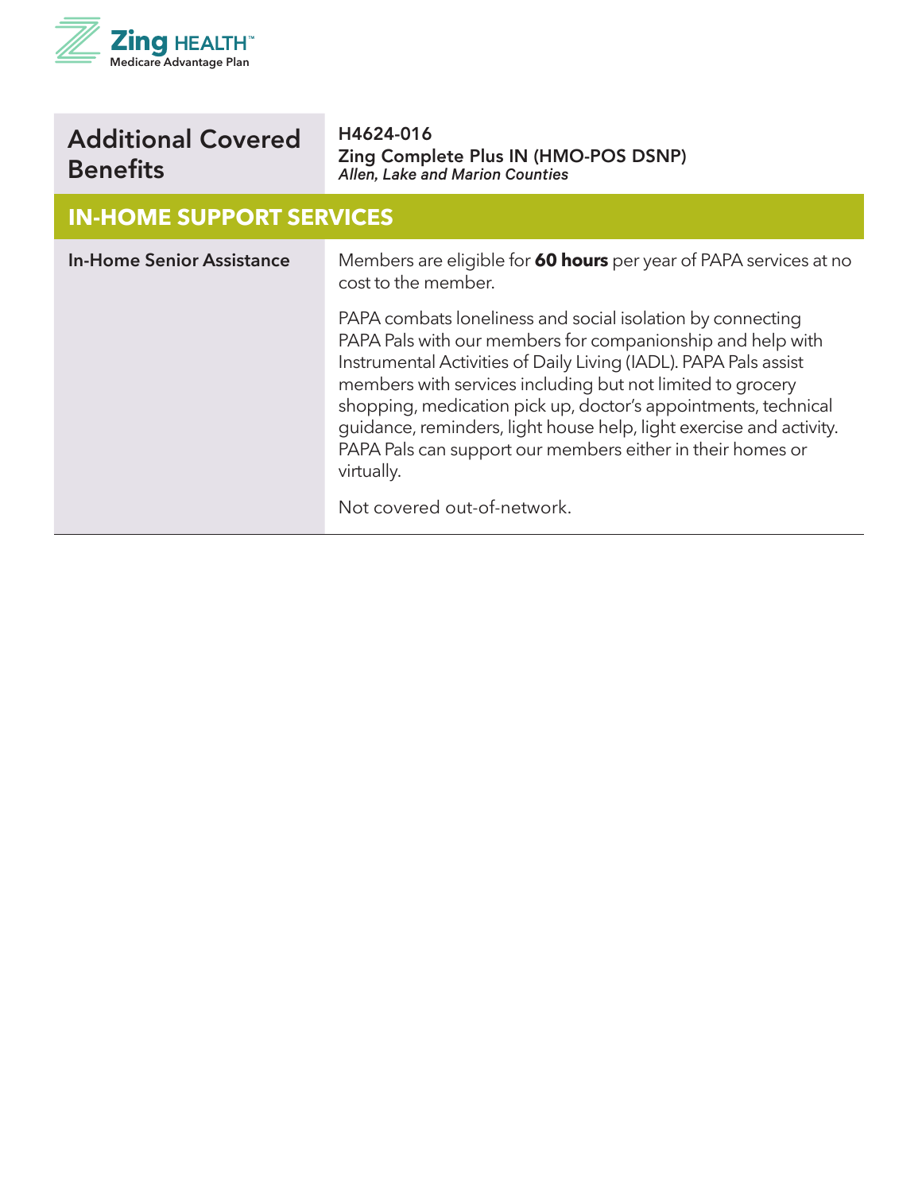Zing HEALTH™
Medicare Advantage Plan

| Additional Covered Benefits | H4624-016<br>**Zing Complete Plus IN (HMO-POS DSNP)**<br>*Allen, Lake and Marion Counties* |
|---|---|

## IN-HOME SUPPORT SERVICES

| | |
|---|---|
| **In-Home Senior Assistance** | Members are eligible for **60 hours** per year of PAPA services at no cost to the member.<br><br>PAPA combats loneliness and social isolation by connecting PAPA Pals with our members for companionship and help with Instrumental Activities of Daily Living (IADL). PAPA Pals assist members with services including but not limited to grocery shopping, medication pick up, doctor's appointments, technical guidance, reminders, light house help, light exercise and activity. PAPA Pals can support our members either in their homes or virtually.<br><br>Not covered out-of-network. |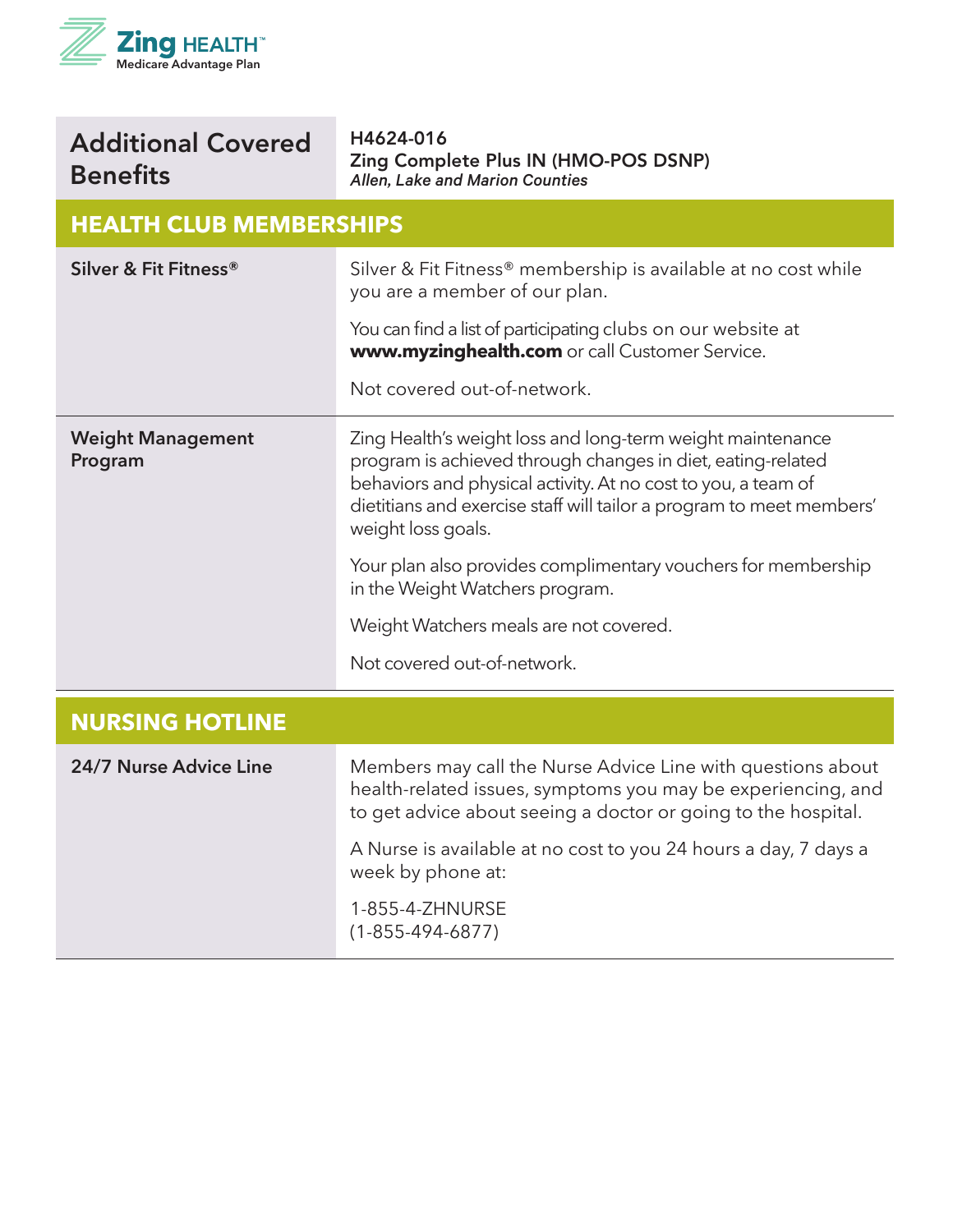# Additional Covered Benefits

**H4624-016**
**Zing Complete Plus IN (HMO-POS DSNP)**
***Allen, Lake and Marion Counties***

## HEALTH CLUB MEMBERSHIPS

| | |
|---|---|
| **Silver & Fit Fitness®** | Silver & Fit Fitness® membership is available at no cost while you are a member of our plan.<br><br>You can find a list of participating clubs on our website at **www.myzinghealth.com** or call Customer Service.<br><br>Not covered out-of-network. |
| **Weight Management Program** | Zing Health's weight loss and long-term weight maintenance program is achieved through changes in diet, eating-related behaviors and physical activity. At no cost to you, a team of dietitians and exercise staff will tailor a program to meet members' weight loss goals.<br><br>Your plan also provides complimentary vouchers for membership in the Weight Watchers program.<br><br>Weight Watchers meals are not covered.<br><br>Not covered out-of-network. |

## NURSING HOTLINE

| | |
|---|---|
| **24/7 Nurse Advice Line** | Members may call the Nurse Advice Line with questions about health-related issues, symptoms you may be experiencing, and to get advice about seeing a doctor or going to the hospital.<br><br>A Nurse is available at no cost to you 24 hours a day, 7 days a week by phone at:<br><br>1-855-4-ZHNURSE<br>(1-855-494-6877) |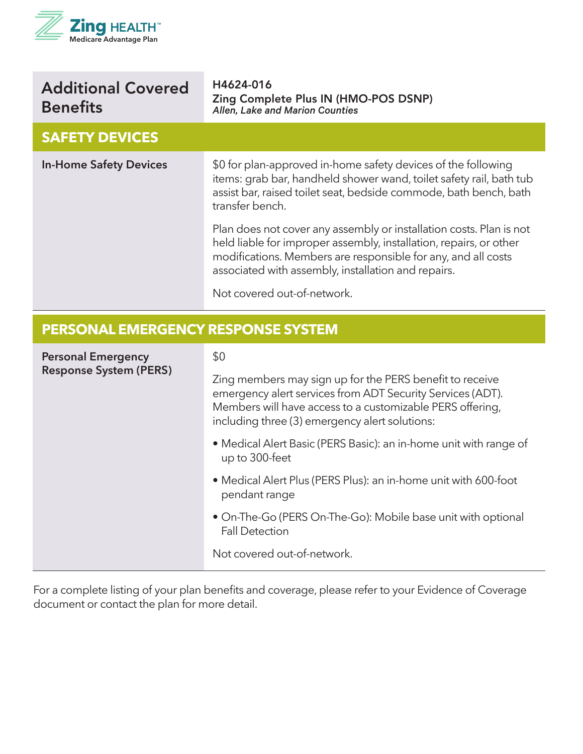Zing HEALTH™
Medicare Advantage Plan

| Additional Covered Benefits | H4624-016<br>**Zing Complete Plus IN (HMO-POS DSNP)**<br>*Allen, Lake and Marion Counties* |
|---|---|
| **SAFETY DEVICES** | |
| **In-Home Safety Devices** | $0 for plan-approved in-home safety devices of the following items: grab bar, handheld shower wand, toilet safety rail, bath tub assist bar, raised toilet seat, bedside commode, bath bench, bath transfer bench.<br><br>Plan does not cover any assembly or installation costs. Plan is not held liable for improper assembly, installation, repairs, or other modifications. Members are responsible for any, and all costs associated with assembly, installation and repairs.<br><br>Not covered out-of-network. |
| **PERSONAL EMERGENCY RESPONSE SYSTEM** | |
| **Personal Emergency Response System (PERS)** | $0<br><br>Zing members may sign up for the PERS benefit to receive emergency alert services from ADT Security Services (ADT). Members will have access to a customizable PERS offering, including three (3) emergency alert solutions:<br><br>• Medical Alert Basic (PERS Basic): an in-home unit with range of up to 300-feet<br><br>• Medical Alert Plus (PERS Plus): an in-home unit with 600-foot pendant range<br><br>• On-The-Go (PERS On-The-Go): Mobile base unit with optional Fall Detection<br><br>Not covered out-of-network. |

For a complete listing of your plan benefits and coverage, please refer to your Evidence of Coverage document or contact the plan for more detail.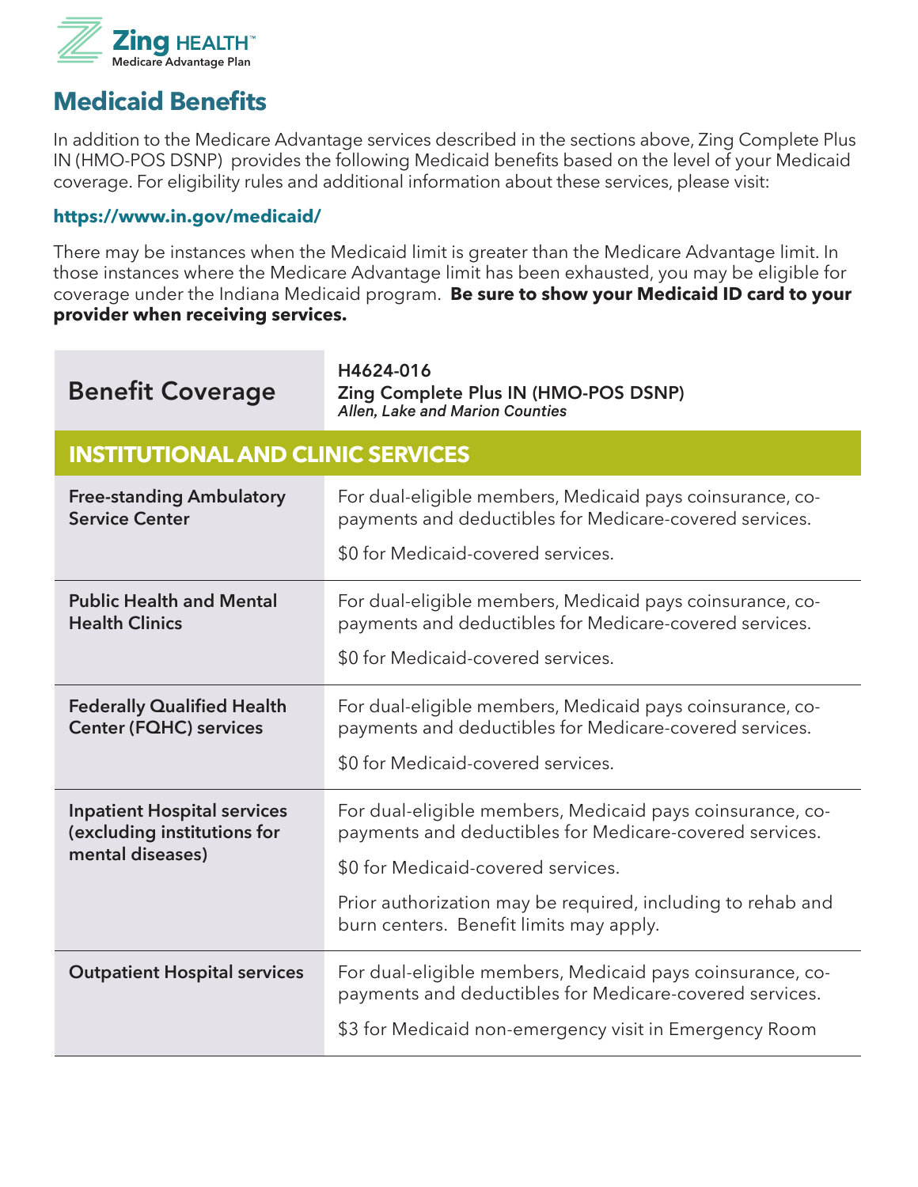## Medicaid Benefits

In addition to the Medicare Advantage services described in the sections above, Zing Complete Plus IN (HMO-POS DSNP) provides the following Medicaid benefits based on the level of your Medicaid coverage. For eligibility rules and additional information about these services, please visit:

**https://www.in.gov/medicaid/**

There may be instances when the Medicaid limit is greater than the Medicare Advantage limit. In those instances where the Medicare Advantage limit has been exhausted, you may be eligible for coverage under the Indiana Medicaid program. **Be sure to show your Medicaid ID card to your provider when receiving services.**

| Benefit Coverage | H4624-016<br>Zing Complete Plus IN (HMO-POS DSNP)<br>*Allen, Lake and Marion Counties* |
|---|---|
| **INSTITUTIONAL AND CLINIC SERVICES** | |
| **Free-standing Ambulatory Service Center** | For dual-eligible members, Medicaid pays coinsurance, co-payments and deductibles for Medicare-covered services.<br><br>$0 for Medicaid-covered services. |
| **Public Health and Mental Health Clinics** | For dual-eligible members, Medicaid pays coinsurance, co-payments and deductibles for Medicare-covered services.<br><br>$0 for Medicaid-covered services. |
| **Federally Qualified Health Center (FQHC) services** | For dual-eligible members, Medicaid pays coinsurance, co-payments and deductibles for Medicare-covered services.<br><br>$0 for Medicaid-covered services. |
| **Inpatient Hospital services (excluding institutions for mental diseases)** | For dual-eligible members, Medicaid pays coinsurance, co-payments and deductibles for Medicare-covered services.<br><br>$0 for Medicaid-covered services.<br><br>Prior authorization may be required, including to rehab and burn centers. Benefit limits may apply. |
| **Outpatient Hospital services** | For dual-eligible members, Medicaid pays coinsurance, co-payments and deductibles for Medicare-covered services.<br><br>$3 for Medicaid non-emergency visit in Emergency Room |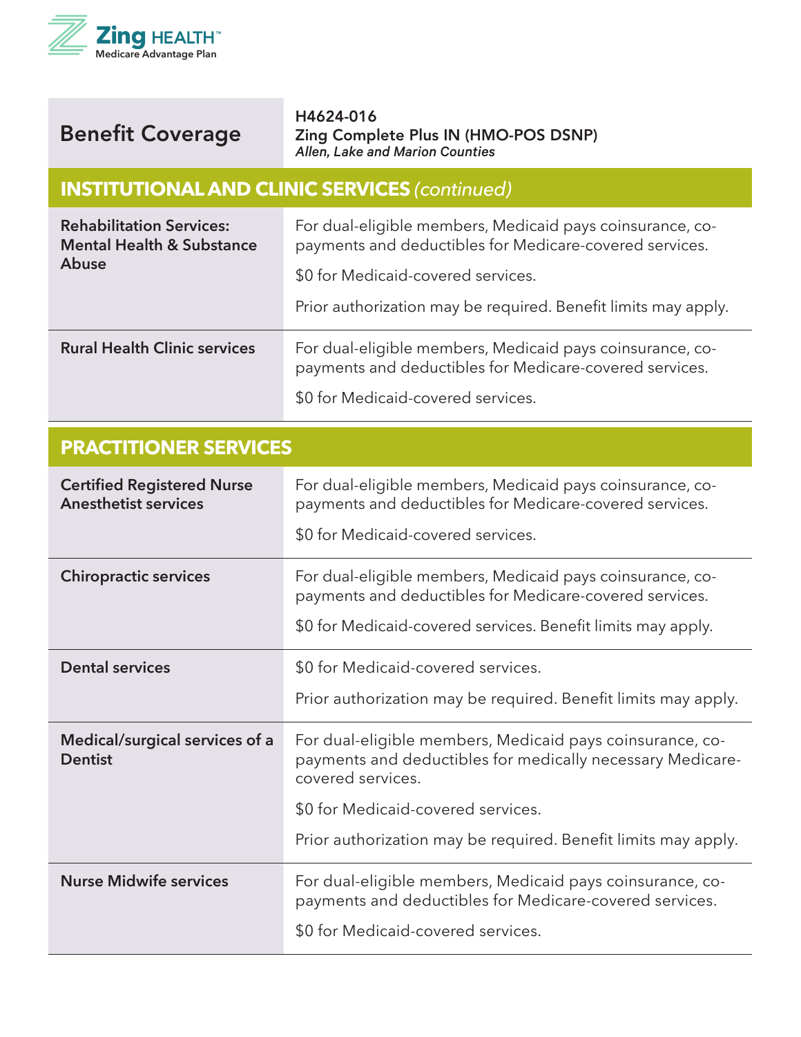| Benefit Coverage | H4624-016<br>Zing Complete Plus IN (HMO-POS DSNP)<br>*Allen, Lake and Marion Counties* |
|---|---|
| **INSTITUTIONAL AND CLINIC SERVICES** *(continued)* | |
| **Rehabilitation Services: Mental Health & Substance Abuse** | For dual-eligible members, Medicaid pays coinsurance, co-payments and deductibles for Medicare-covered services.<br>$0 for Medicaid-covered services.<br>Prior authorization may be required. Benefit limits may apply. |
| **Rural Health Clinic services** | For dual-eligible members, Medicaid pays coinsurance, co-payments and deductibles for Medicare-covered services.<br>$0 for Medicaid-covered services. |
| **PRACTITIONER SERVICES** | |
| **Certified Registered Nurse Anesthetist services** | For dual-eligible members, Medicaid pays coinsurance, co-payments and deductibles for Medicare-covered services.<br>$0 for Medicaid-covered services. |
| **Chiropractic services** | For dual-eligible members, Medicaid pays coinsurance, co-payments and deductibles for Medicare-covered services.<br>$0 for Medicaid-covered services. Benefit limits may apply. |
| **Dental services** | $0 for Medicaid-covered services.<br>Prior authorization may be required. Benefit limits may apply. |
| **Medical/surgical services of a Dentist** | For dual-eligible members, Medicaid pays coinsurance, co-payments and deductibles for medically necessary Medicare-covered services.<br>$0 for Medicaid-covered services.<br>Prior authorization may be required. Benefit limits may apply. |
| **Nurse Midwife services** | For dual-eligible members, Medicaid pays coinsurance, co-payments and deductibles for Medicare-covered services.<br>$0 for Medicaid-covered services. |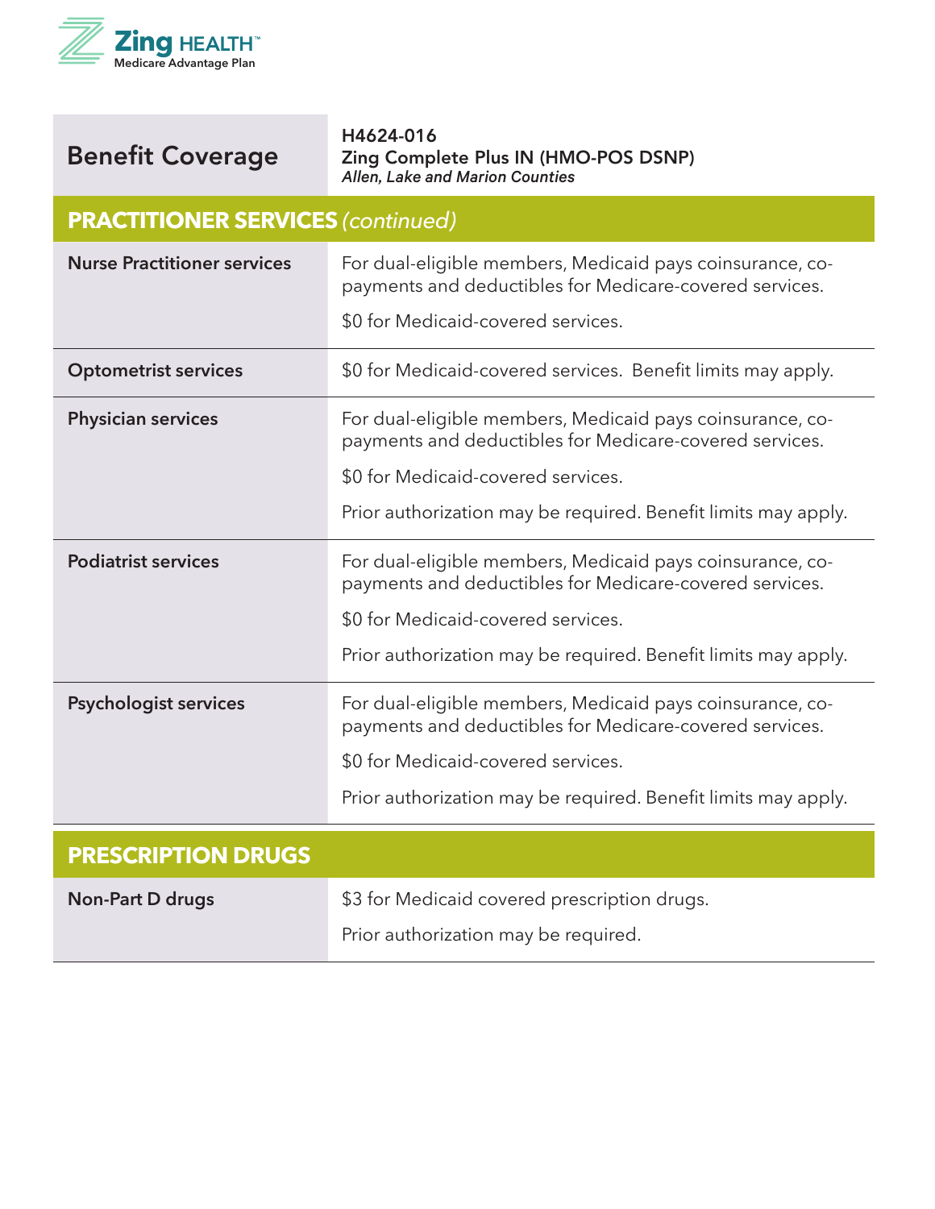| Benefit Coverage | H4624-016<br>Zing Complete Plus IN (HMO-POS DSNP)<br>*Allen, Lake and Marion Counties* |
|---|---|
| **PRACTITIONER SERVICES** *(continued)* | |
| **Nurse Practitioner services** | For dual-eligible members, Medicaid pays coinsurance, co-payments and deductibles for Medicare-covered services.<br><br>$0 for Medicaid-covered services. |
| **Optometrist services** | $0 for Medicaid-covered services. Benefit limits may apply. |
| **Physician services** | For dual-eligible members, Medicaid pays coinsurance, co-payments and deductibles for Medicare-covered services.<br><br>$0 for Medicaid-covered services.<br><br>Prior authorization may be required. Benefit limits may apply. |
| **Podiatrist services** | For dual-eligible members, Medicaid pays coinsurance, co-payments and deductibles for Medicare-covered services.<br><br>$0 for Medicaid-covered services.<br><br>Prior authorization may be required. Benefit limits may apply. |
| **Psychologist services** | For dual-eligible members, Medicaid pays coinsurance, co-payments and deductibles for Medicare-covered services.<br><br>$0 for Medicaid-covered services.<br><br>Prior authorization may be required. Benefit limits may apply. |
| **PRESCRIPTION DRUGS** | |
| **Non-Part D drugs** | $3 for Medicaid covered prescription drugs.<br><br>Prior authorization may be required. |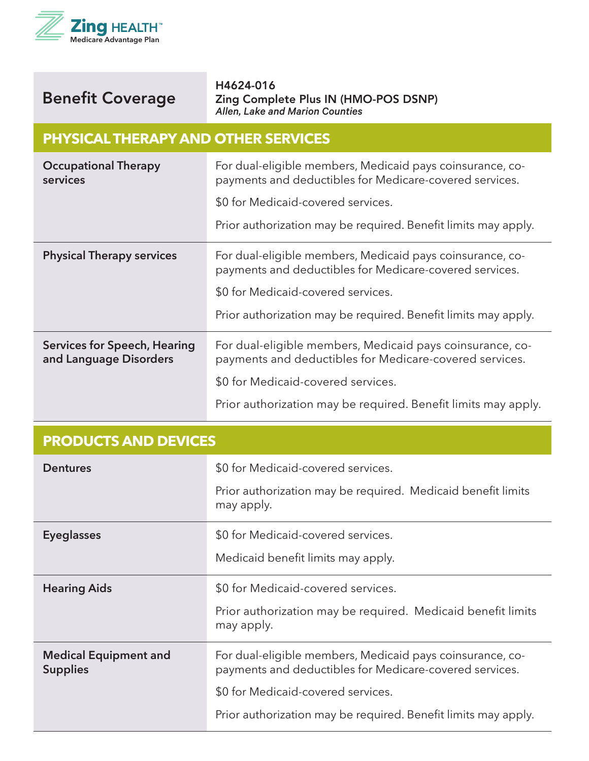**Zing HEALTH™**
Medicare Advantage Plan

| Benefit Coverage | **H4624-016** **Zing Complete Plus IN (HMO-POS DSNP)** ***Allen, Lake and Marion Counties*** |
|---|---|
| **PHYSICAL THERAPY AND OTHER SERVICES** | |
| **Occupational Therapy services** | For dual-eligible members, Medicaid pays coinsurance, co-payments and deductibles for Medicare-covered services.<br><br>$0 for Medicaid-covered services.<br><br>Prior authorization may be required. Benefit limits may apply. |
| **Physical Therapy services** | For dual-eligible members, Medicaid pays coinsurance, co-payments and deductibles for Medicare-covered services.<br><br>$0 for Medicaid-covered services.<br><br>Prior authorization may be required. Benefit limits may apply. |
| **Services for Speech, Hearing and Language Disorders** | For dual-eligible members, Medicaid pays coinsurance, co-payments and deductibles for Medicare-covered services.<br><br>$0 for Medicaid-covered services.<br><br>Prior authorization may be required. Benefit limits may apply. |
| **PRODUCTS AND DEVICES** | |
| **Dentures** | $0 for Medicaid-covered services.<br><br>Prior authorization may be required. Medicaid benefit limits may apply. |
| **Eyeglasses** | $0 for Medicaid-covered services.<br><br>Medicaid benefit limits may apply. |
| **Hearing Aids** | $0 for Medicaid-covered services.<br><br>Prior authorization may be required. Medicaid benefit limits may apply. |
| **Medical Equipment and Supplies** | For dual-eligible members, Medicaid pays coinsurance, co-payments and deductibles for Medicare-covered services.<br><br>$0 for Medicaid-covered services.<br><br>Prior authorization may be required. Benefit limits may apply. |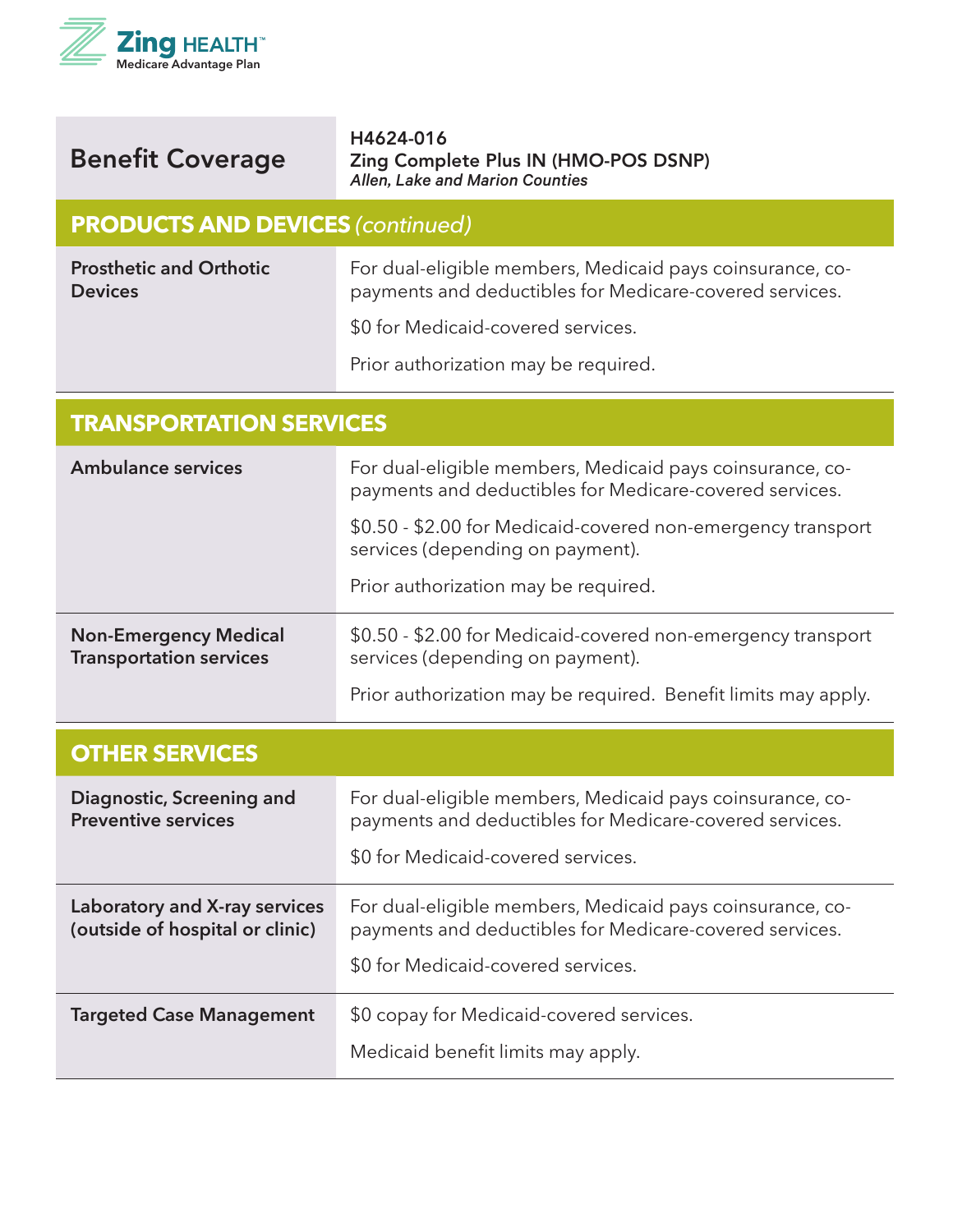Zing HEALTH™
Medicare Advantage Plan

| Benefit Coverage | H4624-016<br>Zing Complete Plus IN (HMO-POS DSNP)<br>*Allen, Lake and Marion Counties* |
|---|---|
| **PRODUCTS AND DEVICES** *(continued)* | |
| **Prosthetic and Orthotic Devices** | For dual-eligible members, Medicaid pays coinsurance, co-payments and deductibles for Medicare-covered services.<br><br>$0 for Medicaid-covered services.<br><br>Prior authorization may be required. |
| **TRANSPORTATION SERVICES** | |
| **Ambulance services** | For dual-eligible members, Medicaid pays coinsurance, co-payments and deductibles for Medicare-covered services.<br><br>$0.50 - $2.00 for Medicaid-covered non-emergency transport services (depending on payment).<br><br>Prior authorization may be required. |
| **Non-Emergency Medical Transportation services** | $0.50 - $2.00 for Medicaid-covered non-emergency transport services (depending on payment).<br><br>Prior authorization may be required. Benefit limits may apply. |
| **OTHER SERVICES** | |
| **Diagnostic, Screening and Preventive services** | For dual-eligible members, Medicaid pays coinsurance, co-payments and deductibles for Medicare-covered services.<br><br>$0 for Medicaid-covered services. |
| **Laboratory and X-ray services (outside of hospital or clinic)** | For dual-eligible members, Medicaid pays coinsurance, co-payments and deductibles for Medicare-covered services.<br><br>$0 for Medicaid-covered services. |
| **Targeted Case Management** | $0 copay for Medicaid-covered services.<br><br>Medicaid benefit limits may apply. |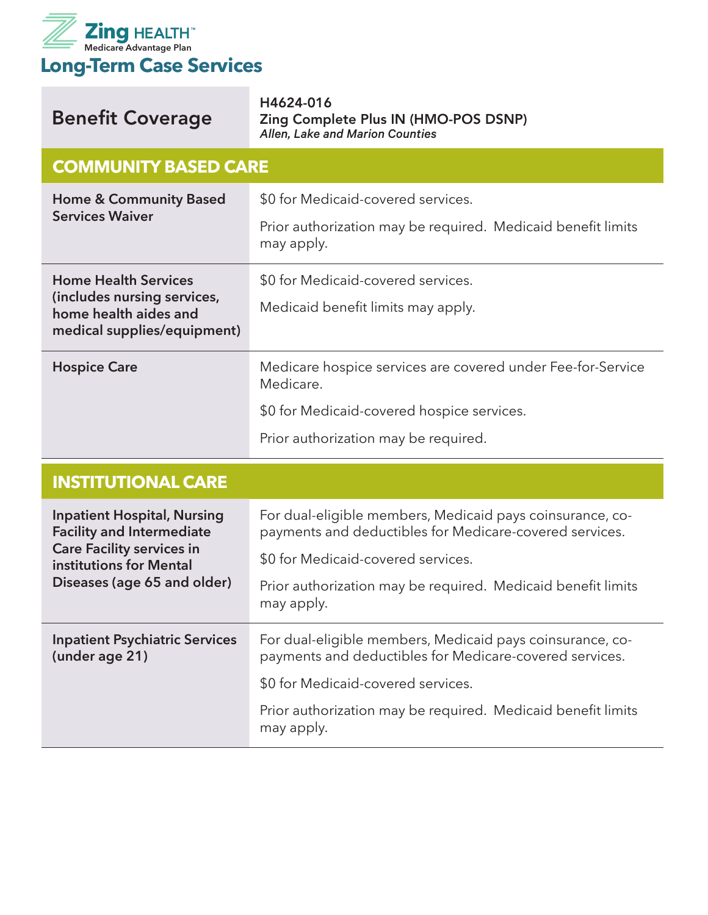**Zing HEALTH™**
Medicare Advantage Plan

# Long-Term Case Services

| Benefit Coverage | H4624-016<br>**Zing Complete Plus IN (HMO-POS DSNP)**<br>*Allen, Lake and Marion Counties* |
|---|---|
| **COMMUNITY BASED CARE** | |
| **Home & Community Based Services Waiver** | $0 for Medicaid-covered services.<br><br>Prior authorization may be required. Medicaid benefit limits may apply. |
| **Home Health Services (includes nursing services, home health aides and medical supplies/equipment)** | $0 for Medicaid-covered services.<br><br>Medicaid benefit limits may apply. |
| **Hospice Care** | Medicare hospice services are covered under Fee-for-Service Medicare.<br><br>$0 for Medicaid-covered hospice services.<br><br>Prior authorization may be required. |
| **INSTITUTIONAL CARE** | |
| **Inpatient Hospital, Nursing Facility and Intermediate Care Facility services in institutions for Mental Diseases (age 65 and older)** | For dual-eligible members, Medicaid pays coinsurance, co-payments and deductibles for Medicare-covered services.<br><br>$0 for Medicaid-covered services.<br><br>Prior authorization may be required. Medicaid benefit limits may apply. |
| **Inpatient Psychiatric Services (under age 21)** | For dual-eligible members, Medicaid pays coinsurance, co-payments and deductibles for Medicare-covered services.<br><br>$0 for Medicaid-covered services.<br><br>Prior authorization may be required. Medicaid benefit limits may apply. |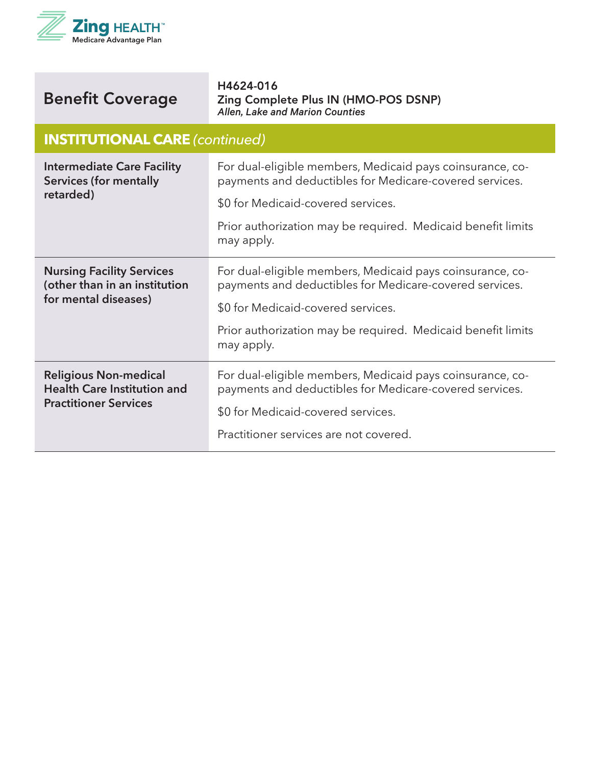| Benefit Coverage | H4624-016<br>**Zing Complete Plus IN (HMO-POS DSNP)**<br>*Allen, Lake and Marion Counties* |
|---|---|
| **INSTITUTIONAL CARE** *(continued)* | |
| **Intermediate Care Facility Services (for mentally retarded)** | For dual-eligible members, Medicaid pays coinsurance, co-payments and deductibles for Medicare-covered services.<br><br>$0 for Medicaid-covered services.<br><br>Prior authorization may be required. Medicaid benefit limits may apply. |
| **Nursing Facility Services (other than in an institution for mental diseases)** | For dual-eligible members, Medicaid pays coinsurance, co-payments and deductibles for Medicare-covered services.<br><br>$0 for Medicaid-covered services.<br><br>Prior authorization may be required. Medicaid benefit limits may apply. |
| **Religious Non-medical Health Care Institution and Practitioner Services** | For dual-eligible members, Medicaid pays coinsurance, co-payments and deductibles for Medicare-covered services.<br><br>$0 for Medicaid-covered services.<br><br>Practitioner services are not covered. |